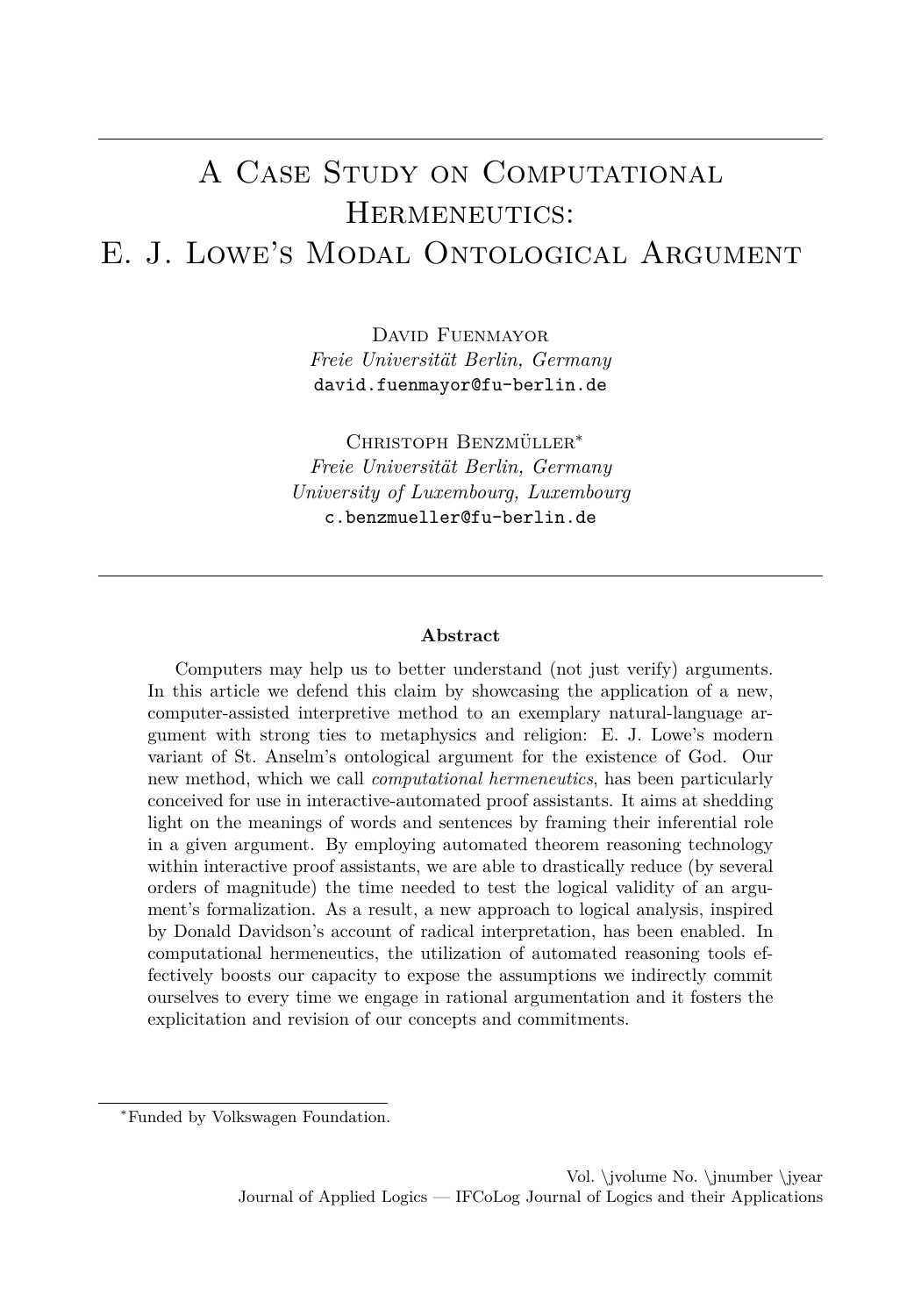# A Case Study on Computational Hermeneutics: E. J. Lowe's Modal Ontological Argument

David Fuenmayor
*Freie Universität Berlin, Germany*
david.fuenmayor@fu-berlin.de

Christoph Benzmüller[*]
*Freie Universität Berlin, Germany*
*University of Luxembourg, Luxembourg*
c.benzmueller@fu-berlin.de

**Abstract**

Computers may help us to better understand (not just verify) arguments. In this article we defend this claim by showcasing the application of a new, computer-assisted interpretive method to an exemplary natural-language argument with strong ties to metaphysics and religion: E. J. Lowe's modern variant of St. Anselm's ontological argument for the existence of God. Our new method, which we call *computational hermeneutics*, has been particularly conceived for use in interactive-automated proof assistants. It aims at shedding light on the meanings of words and sentences by framing their inferential role in a given argument. By employing automated theorem reasoning technology within interactive proof assistants, we are able to drastically reduce (by several orders of magnitude) the time needed to test the logical validity of an argument's formalization. As a result, a new approach to logical analysis, inspired by Donald Davidson's account of radical interpretation, has been enabled. In computational hermeneutics, the utilization of automated reasoning tools effectively boosts our capacity to expose the assumptions we indirectly commit ourselves to every time we engage in rational argumentation and it fosters the explicitation and revision of our concepts and commitments.

[*]Funded by Volkswagen Foundation.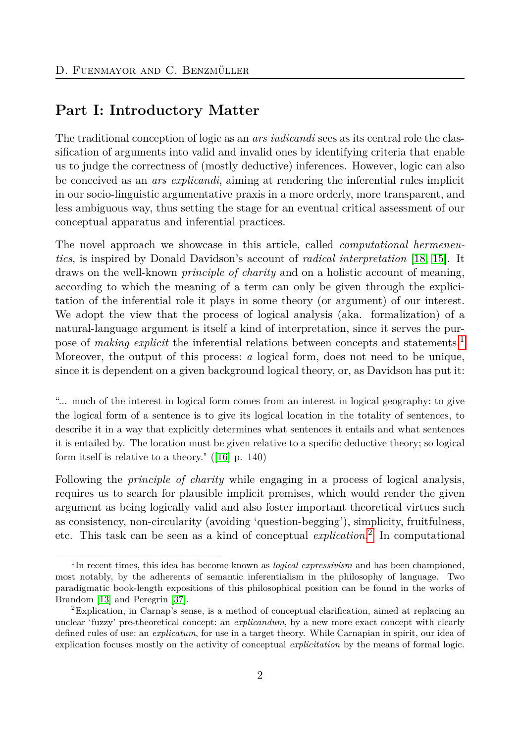## Part I: Introductory Matter

The traditional conception of logic as an *ars iudicandi* sees as its central role the classification of arguments into valid and invalid ones by identifying criteria that enable us to judge the correctness of (mostly deductive) inferences. However, logic can also be conceived as an *ars explicandi*, aiming at rendering the inferential rules implicit in our socio-linguistic argumentative praxis in a more orderly, more transparent, and less ambiguous way, thus setting the stage for an eventual critical assessment of our conceptual apparatus and inferential practices.

The novel approach we showcase in this article, called *computational hermeneutics*, is inspired by Donald Davidson's account of *radical interpretation* [18, 15]. It draws on the well-known *principle of charity* and on a holistic account of meaning, according to which the meaning of a term can only be given through the explicitation of the inferential role it plays in some theory (or argument) of our interest. We adopt the view that the process of logical analysis (aka. formalization) of a natural-language argument is itself a kind of interpretation, since it serves the purpose of *making explicit* the inferential relations between concepts and statements.[1] Moreover, the output of this process: *a* logical form, does not need to be unique, since it is dependent on a given background logical theory, or, as Davidson has put it:

"... much of the interest in logical form comes from an interest in logical geography: to give the logical form of a sentence is to give its logical location in the totality of sentences, to describe it in a way that explicitly determines what sentences it entails and what sentences it is entailed by. The location must be given relative to a specific deductive theory; so logical form itself is relative to a theory." ([16] p. 140)

Following the *principle of charity* while engaging in a process of logical analysis, requires us to search for plausible implicit premises, which would render the given argument as being logically valid and also foster important theoretical virtues such as consistency, non-circularity (avoiding 'question-begging'), simplicity, fruitfulness, etc. This task can be seen as a kind of conceptual *explication*.[2] In computational

[1] In recent times, this idea has become known as *logical expressivism* and has been championed, most notably, by the adherents of semantic inferentialism in the philosophy of language. Two paradigmatic book-length expositions of this philosophical position can be found in the works of Brandom [13] and Peregrin [37].

[2] Explication, in Carnap's sense, is a method of conceptual clarification, aimed at replacing an unclear 'fuzzy' pre-theoretical concept: an *explicandum*, by a new more exact concept with clearly defined rules of use: an *explicatum*, for use in a target theory. While Carnapian in spirit, our idea of explication focuses mostly on the activity of conceptual *explicitation* by the means of formal logic.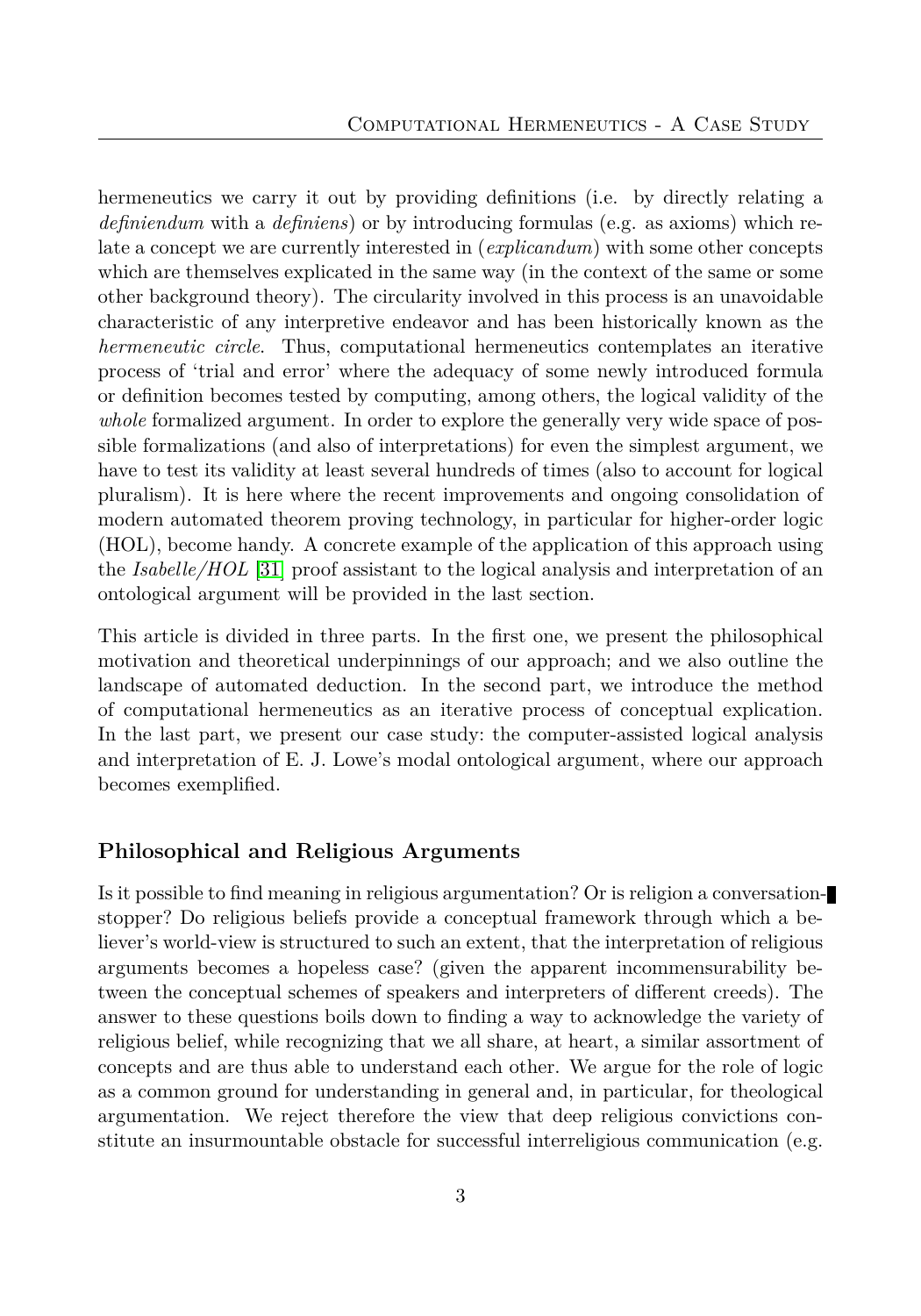hermeneutics we carry it out by providing definitions (i.e. by directly relating a *definiendum* with a *definiens*) or by introducing formulas (e.g. as axioms) which relate a concept we are currently interested in (*explicandum*) with some other concepts which are themselves explicated in the same way (in the context of the same or some other background theory). The circularity involved in this process is an unavoidable characteristic of any interpretive endeavor and has been historically known as the *hermeneutic circle*. Thus, computational hermeneutics contemplates an iterative process of 'trial and error' where the adequacy of some newly introduced formula or definition becomes tested by computing, among others, the logical validity of the *whole* formalized argument. In order to explore the generally very wide space of possible formalizations (and also of interpretations) for even the simplest argument, we have to test its validity at least several hundreds of times (also to account for logical pluralism). It is here where the recent improvements and ongoing consolidation of modern automated theorem proving technology, in particular for higher-order logic (HOL), become handy. A concrete example of the application of this approach using the *Isabelle/HOL* [31] proof assistant to the logical analysis and interpretation of an ontological argument will be provided in the last section.

This article is divided in three parts. In the first one, we present the philosophical motivation and theoretical underpinnings of our approach; and we also outline the landscape of automated deduction. In the second part, we introduce the method of computational hermeneutics as an iterative process of conceptual explication. In the last part, we present our case study: the computer-assisted logical analysis and interpretation of E. J. Lowe's modal ontological argument, where our approach becomes exemplified.

## Philosophical and Religious Arguments

Is it possible to find meaning in religious argumentation? Or is religion a conversation-stopper? Do religious beliefs provide a conceptual framework through which a believer's world-view is structured to such an extent, that the interpretation of religious arguments becomes a hopeless case? (given the apparent incommensurability between the conceptual schemes of speakers and interpreters of different creeds). The answer to these questions boils down to finding a way to acknowledge the variety of religious belief, while recognizing that we all share, at heart, a similar assortment of concepts and are thus able to understand each other. We argue for the role of logic as a common ground for understanding in general and, in particular, for theological argumentation. We reject therefore the view that deep religious convictions constitute an insurmountable obstacle for successful interreligious communication (e.g.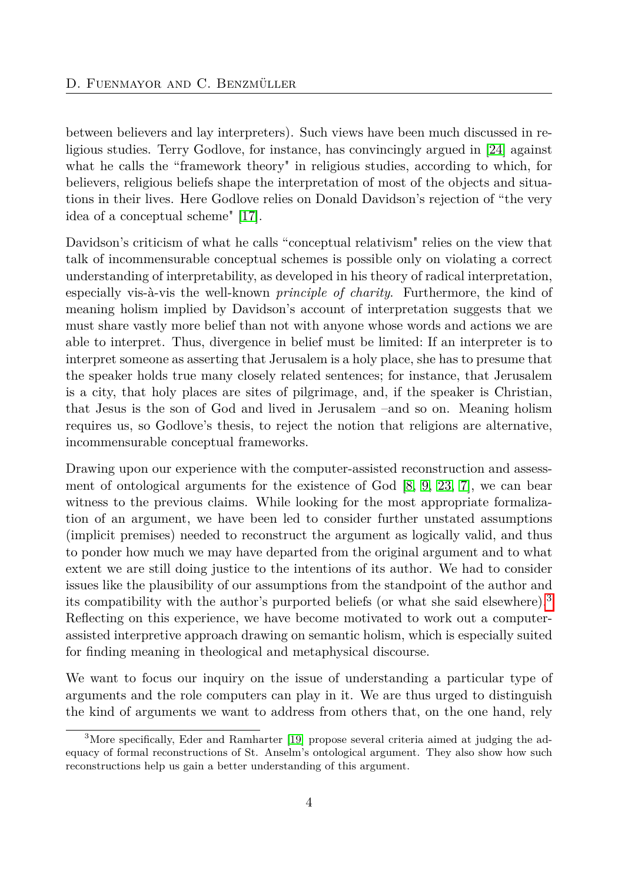between believers and lay interpreters). Such views have been much discussed in religious studies. Terry Godlove, for instance, has convincingly argued in [24] against what he calls the "framework theory" in religious studies, according to which, for believers, religious beliefs shape the interpretation of most of the objects and situations in their lives. Here Godlove relies on Donald Davidson's rejection of "the very idea of a conceptual scheme" [17].

Davidson's criticism of what he calls "conceptual relativism" relies on the view that talk of incommensurable conceptual schemes is possible only on violating a correct understanding of interpretability, as developed in his theory of radical interpretation, especially vis-à-vis the well-known *principle of charity*. Furthermore, the kind of meaning holism implied by Davidson's account of interpretation suggests that we must share vastly more belief than not with anyone whose words and actions we are able to interpret. Thus, divergence in belief must be limited: If an interpreter is to interpret someone as asserting that Jerusalem is a holy place, she has to presume that the speaker holds true many closely related sentences; for instance, that Jerusalem is a city, that holy places are sites of pilgrimage, and, if the speaker is Christian, that Jesus is the son of God and lived in Jerusalem –and so on. Meaning holism requires us, so Godlove's thesis, to reject the notion that religions are alternative, incommensurable conceptual frameworks.

Drawing upon our experience with the computer-assisted reconstruction and assessment of ontological arguments for the existence of God [8, 9, 23, 7], we can bear witness to the previous claims. While looking for the most appropriate formalization of an argument, we have been led to consider further unstated assumptions (implicit premises) needed to reconstruct the argument as logically valid, and thus to ponder how much we may have departed from the original argument and to what extent we are still doing justice to the intentions of its author. We had to consider issues like the plausibility of our assumptions from the standpoint of the author and its compatibility with the author's purported beliefs (or what she said elsewhere).[3] Reflecting on this experience, we have become motivated to work out a computer-assisted interpretive approach drawing on semantic holism, which is especially suited for finding meaning in theological and metaphysical discourse.

We want to focus our inquiry on the issue of understanding a particular type of arguments and the role computers can play in it. We are thus urged to distinguish the kind of arguments we want to address from others that, on the one hand, rely

[3] More specifically, Eder and Ramharter [19] propose several criteria aimed at judging the adequacy of formal reconstructions of St. Anselm's ontological argument. They also show how such reconstructions help us gain a better understanding of this argument.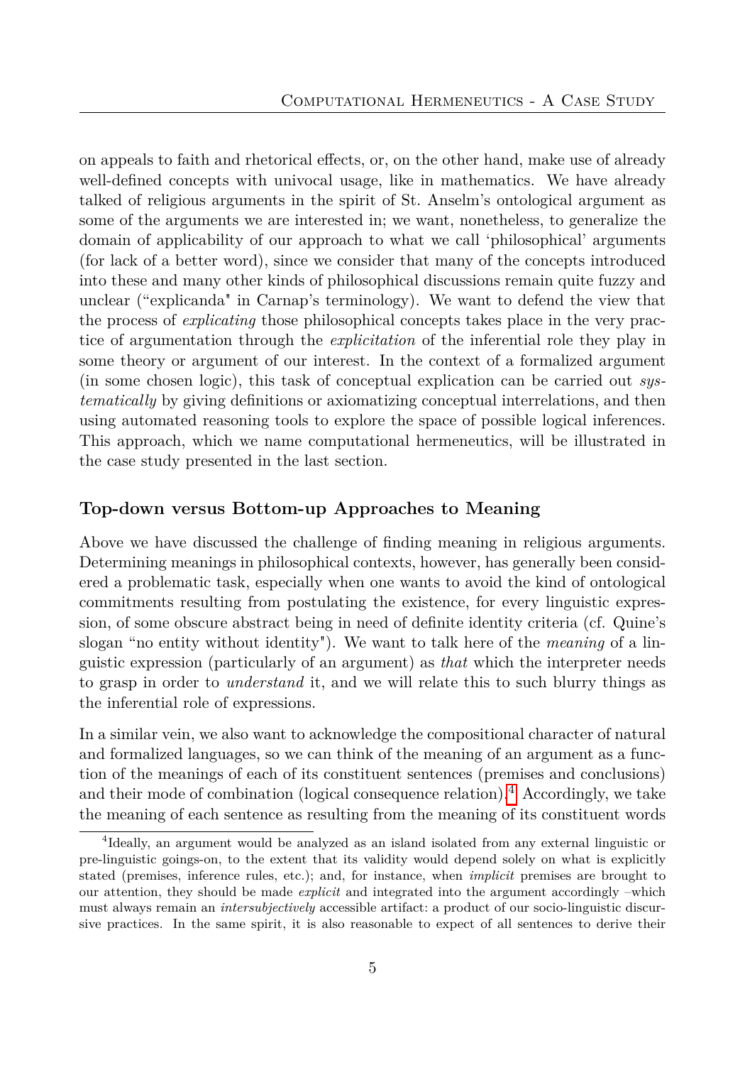on appeals to faith and rhetorical effects, or, on the other hand, make use of already well-defined concepts with univocal usage, like in mathematics. We have already talked of religious arguments in the spirit of St. Anselm's ontological argument as some of the arguments we are interested in; we want, nonetheless, to generalize the domain of applicability of our approach to what we call 'philosophical' arguments (for lack of a better word), since we consider that many of the concepts introduced into these and many other kinds of philosophical discussions remain quite fuzzy and unclear ("explicanda" in Carnap's terminology). We want to defend the view that the process of *explicating* those philosophical concepts takes place in the very practice of argumentation through the *explicitation* of the inferential role they play in some theory or argument of our interest. In the context of a formalized argument (in some chosen logic), this task of conceptual explication can be carried out *systematically* by giving definitions or axiomatizing conceptual interrelations, and then using automated reasoning tools to explore the space of possible logical inferences. This approach, which we name computational hermeneutics, will be illustrated in the case study presented in the last section.

## Top-down versus Bottom-up Approaches to Meaning

Above we have discussed the challenge of finding meaning in religious arguments. Determining meanings in philosophical contexts, however, has generally been considered a problematic task, especially when one wants to avoid the kind of ontological commitments resulting from postulating the existence, for every linguistic expression, of some obscure abstract being in need of definite identity criteria (cf. Quine's slogan "no entity without identity"). We want to talk here of the *meaning* of a linguistic expression (particularly of an argument) as *that* which the interpreter needs to grasp in order to *understand* it, and we will relate this to such blurry things as the inferential role of expressions.

In a similar vein, we also want to acknowledge the compositional character of natural and formalized languages, so we can think of the meaning of an argument as a function of the meanings of each of its constituent sentences (premises and conclusions) and their mode of combination (logical consequence relation).[4] Accordingly, we take the meaning of each sentence as resulting from the meaning of its constituent words

[4]Ideally, an argument would be analyzed as an island isolated from any external linguistic or pre-linguistic goings-on, to the extent that its validity would depend solely on what is explicitly stated (premises, inference rules, etc.); and, for instance, when *implicit* premises are brought to our attention, they should be made *explicit* and integrated into the argument accordingly –which must always remain an *intersubjectively* accessible artifact: a product of our socio-linguistic discursive practices. In the same spirit, it is also reasonable to expect of all sentences to derive their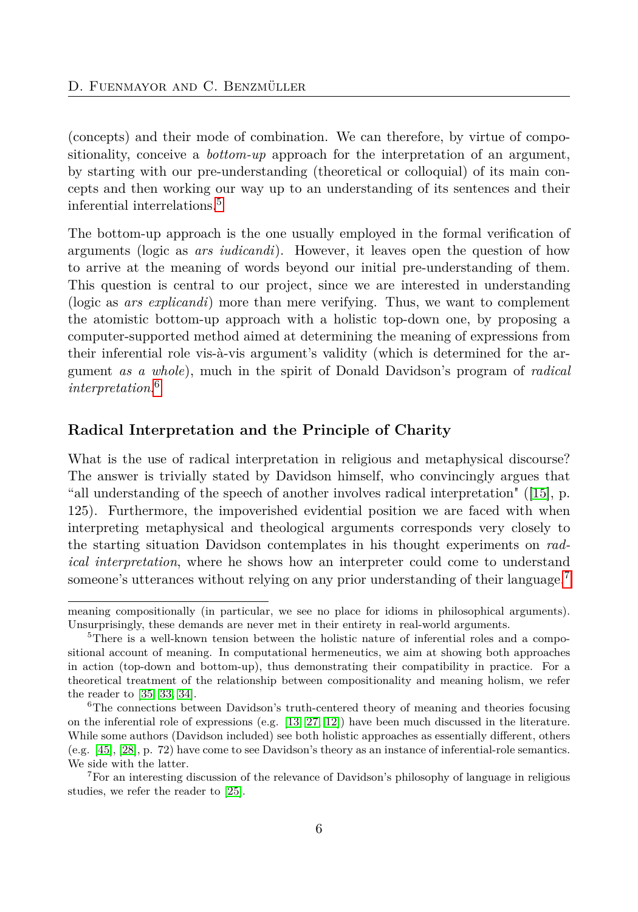(concepts) and their mode of combination. We can therefore, by virtue of compositionality, conceive a *bottom-up* approach for the interpretation of an argument, by starting with our pre-understanding (theoretical or colloquial) of its main concepts and then working our way up to an understanding of its sentences and their inferential interrelations.[5]

The bottom-up approach is the one usually employed in the formal verification of arguments (logic as *ars iudicandi*). However, it leaves open the question of how to arrive at the meaning of words beyond our initial pre-understanding of them. This question is central to our project, since we are interested in understanding (logic as *ars explicandi*) more than mere verifying. Thus, we want to complement the atomistic bottom-up approach with a holistic top-down one, by proposing a computer-supported method aimed at determining the meaning of expressions from their inferential role vis-à-vis argument's validity (which is determined for the argument *as a whole*), much in the spirit of Donald Davidson's program of *radical interpretation*.[6]

### Radical Interpretation and the Principle of Charity

What is the use of radical interpretation in religious and metaphysical discourse? The answer is trivially stated by Davidson himself, who convincingly argues that "all understanding of the speech of another involves radical interpretation" ([15], p. 125). Furthermore, the impoverished evidential position we are faced with when interpreting metaphysical and theological arguments corresponds very closely to the starting situation Davidson contemplates in his thought experiments on *radical interpretation*, where he shows how an interpreter could come to understand someone's utterances without relying on any prior understanding of their language.[7]

---

meaning compositionally (in particular, we see no place for idioms in philosophical arguments). Unsurprisingly, these demands are never met in their entirety in real-world arguments.

[5] There is a well-known tension between the holistic nature of inferential roles and a compositional account of meaning. In computational hermeneutics, we aim at showing both approaches in action (top-down and bottom-up), thus demonstrating their compatibility in practice. For a theoretical treatment of the relationship between compositionality and meaning holism, we refer the reader to [35, 33, 34].

[6] The connections between Davidson's truth-centered theory of meaning and theories focusing on the inferential role of expressions (e.g. [13, 27, 12]) have been much discussed in the literature. While some authors (Davidson included) see both holistic approaches as essentially different, others (e.g. [45], [28], p. 72) have come to see Davidson's theory as an instance of inferential-role semantics. We side with the latter.

[7] For an interesting discussion of the relevance of Davidson's philosophy of language in religious studies, we refer the reader to [25].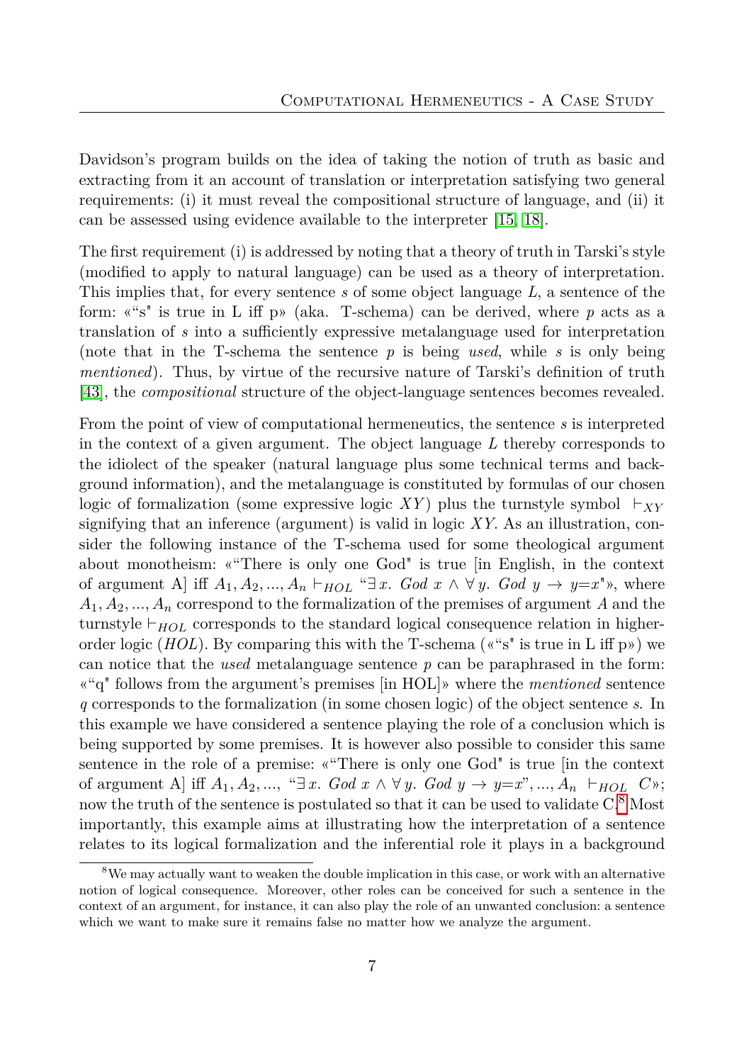Davidson's program builds on the idea of taking the notion of truth as basic and extracting from it an account of translation or interpretation satisfying two general requirements: (i) it must reveal the compositional structure of language, and (ii) it can be assessed using evidence available to the interpreter [15, 18].

The first requirement (i) is addressed by noting that a theory of truth in Tarski's style (modified to apply to natural language) can be used as a theory of interpretation. This implies that, for every sentence $s$ of some object language $L$, a sentence of the form: «"s" is true in L iff p» (aka. T-schema) can be derived, where $p$ acts as a translation of $s$ into a sufficiently expressive metalanguage used for interpretation (note that in the T-schema the sentence $p$ is being *used*, while $s$ is only being *mentioned*). Thus, by virtue of the recursive nature of Tarski's definition of truth [43], the *compositional* structure of the object-language sentences becomes revealed.

From the point of view of computational hermeneutics, the sentence $s$ is interpreted in the context of a given argument. The object language $L$ thereby corresponds to the idiolect of the speaker (natural language plus some technical terms and background information), and the metalanguage is constituted by formulas of our chosen logic of formalization (some expressive logic $XY$) plus the turnstyle symbol $\vdash_{XY}$ signifying that an inference (argument) is valid in logic $XY$. As an illustration, consider the following instance of the T-schema used for some theological argument about monotheism: «"There is only one God" is true [in English, in the context of argument A] iff $A_1, A_2, ..., A_n \vdash_{HOL}$ "$\exists x.\ God\ x \wedge \forall y.\ God\ y \rightarrow y{=}x$"», where $A_1, A_2, ..., A_n$ correspond to the formalization of the premises of argument $A$ and the turnstyle $\vdash_{HOL}$ corresponds to the standard logical consequence relation in higher-order logic ($HOL$). By comparing this with the T-schema («"s" is true in L iff p») we can notice that the *used* metalanguage sentence $p$ can be paraphrased in the form: «"q" follows from the argument's premises [in HOL]» where the *mentioned* sentence $q$ corresponds to the formalization (in some chosen logic) of the object sentence $s$. In this example we have considered a sentence playing the role of a conclusion which is being supported by some premises. It is however also possible to consider this same sentence in the role of a premise: «"There is only one God" is true [in the context of argument A] iff $A_1, A_2, ...,$ "$\exists x.\ God\ x \wedge \forall y.\ God\ y \rightarrow y{=}x$"$, ..., A_n \vdash_{HOL} C$»; now the truth of the sentence is postulated so that it can be used to validate C.[8] Most importantly, this example aims at illustrating how the interpretation of a sentence relates to its logical formalization and the inferential role it plays in a background

[8] We may actually want to weaken the double implication in this case, or work with an alternative notion of logical consequence. Moreover, other roles can be conceived for such a sentence in the context of an argument, for instance, it can also play the role of an unwanted conclusion: a sentence which we want to make sure it remains false no matter how we analyze the argument.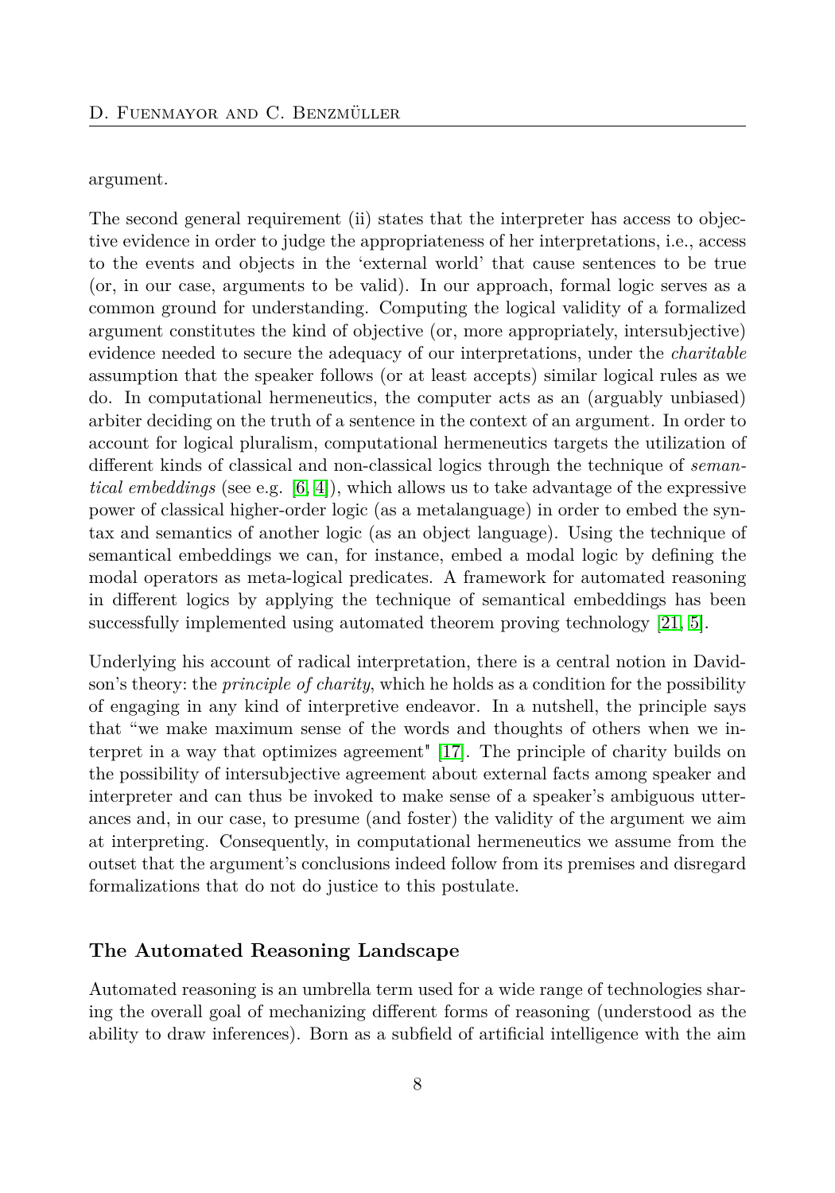argument.

The second general requirement (ii) states that the interpreter has access to objective evidence in order to judge the appropriateness of her interpretations, i.e., access to the events and objects in the 'external world' that cause sentences to be true (or, in our case, arguments to be valid). In our approach, formal logic serves as a common ground for understanding. Computing the logical validity of a formalized argument constitutes the kind of objective (or, more appropriately, intersubjective) evidence needed to secure the adequacy of our interpretations, under the *charitable* assumption that the speaker follows (or at least accepts) similar logical rules as we do. In computational hermeneutics, the computer acts as an (arguably unbiased) arbiter deciding on the truth of a sentence in the context of an argument. In order to account for logical pluralism, computational hermeneutics targets the utilization of different kinds of classical and non-classical logics through the technique of *semantical embeddings* (see e.g. [6, 4]), which allows us to take advantage of the expressive power of classical higher-order logic (as a metalanguage) in order to embed the syntax and semantics of another logic (as an object language). Using the technique of semantical embeddings we can, for instance, embed a modal logic by defining the modal operators as meta-logical predicates. A framework for automated reasoning in different logics by applying the technique of semantical embeddings has been successfully implemented using automated theorem proving technology [21, 5].

Underlying his account of radical interpretation, there is a central notion in Davidson's theory: the *principle of charity*, which he holds as a condition for the possibility of engaging in any kind of interpretive endeavor. In a nutshell, the principle says that "we make maximum sense of the words and thoughts of others when we interpret in a way that optimizes agreement" [17]. The principle of charity builds on the possibility of intersubjective agreement about external facts among speaker and interpreter and can thus be invoked to make sense of a speaker's ambiguous utterances and, in our case, to presume (and foster) the validity of the argument we aim at interpreting. Consequently, in computational hermeneutics we assume from the outset that the argument's conclusions indeed follow from its premises and disregard formalizations that do not do justice to this postulate.

## The Automated Reasoning Landscape

Automated reasoning is an umbrella term used for a wide range of technologies sharing the overall goal of mechanizing different forms of reasoning (understood as the ability to draw inferences). Born as a subfield of artificial intelligence with the aim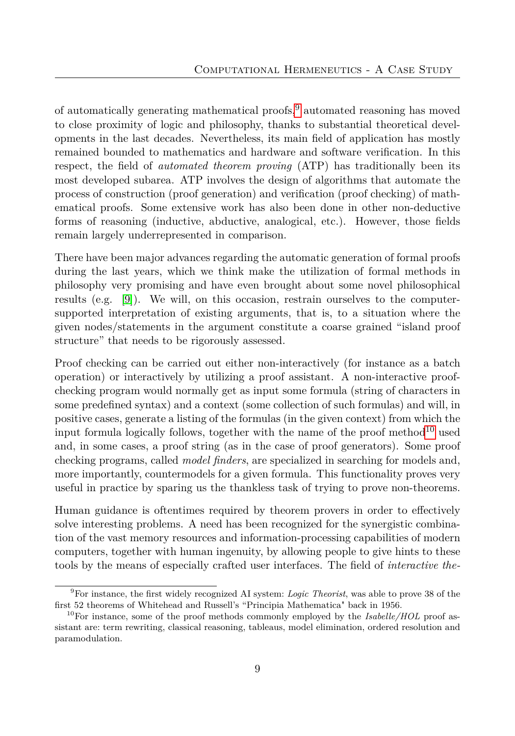of automatically generating mathematical proofs,[9] automated reasoning has moved to close proximity of logic and philosophy, thanks to substantial theoretical developments in the last decades. Nevertheless, its main field of application has mostly remained bounded to mathematics and hardware and software verification. In this respect, the field of *automated theorem proving* (ATP) has traditionally been its most developed subarea. ATP involves the design of algorithms that automate the process of construction (proof generation) and verification (proof checking) of mathematical proofs. Some extensive work has also been done in other non-deductive forms of reasoning (inductive, abductive, analogical, etc.). However, those fields remain largely underrepresented in comparison.

There have been major advances regarding the automatic generation of formal proofs during the last years, which we think make the utilization of formal methods in philosophy very promising and have even brought about some novel philosophical results (e.g. [9]). We will, on this occasion, restrain ourselves to the computer-supported interpretation of existing arguments, that is, to a situation where the given nodes/statements in the argument constitute a coarse grained "island proof structure" that needs to be rigorously assessed.

Proof checking can be carried out either non-interactively (for instance as a batch operation) or interactively by utilizing a proof assistant. A non-interactive proof-checking program would normally get as input some formula (string of characters in some predefined syntax) and a context (some collection of such formulas) and will, in positive cases, generate a listing of the formulas (in the given context) from which the input formula logically follows, together with the name of the proof method[10] used and, in some cases, a proof string (as in the case of proof generators). Some proof checking programs, called *model finders*, are specialized in searching for models and, more importantly, countermodels for a given formula. This functionality proves very useful in practice by sparing us the thankless task of trying to prove non-theorems.

Human guidance is oftentimes required by theorem provers in order to effectively solve interesting problems. A need has been recognized for the synergistic combination of the vast memory resources and information-processing capabilities of modern computers, together with human ingenuity, by allowing people to give hints to these tools by the means of especially crafted user interfaces. The field of *interactive the-*

---

[9] For instance, the first widely recognized AI system: *Logic Theorist*, was able to prove 38 of the first 52 theorems of Whitehead and Russell's "Principia Mathematica" back in 1956.

[10] For instance, some of the proof methods commonly employed by the *Isabelle/HOL* proof assistant are: term rewriting, classical reasoning, tableaus, model elimination, ordered resolution and paramodulation.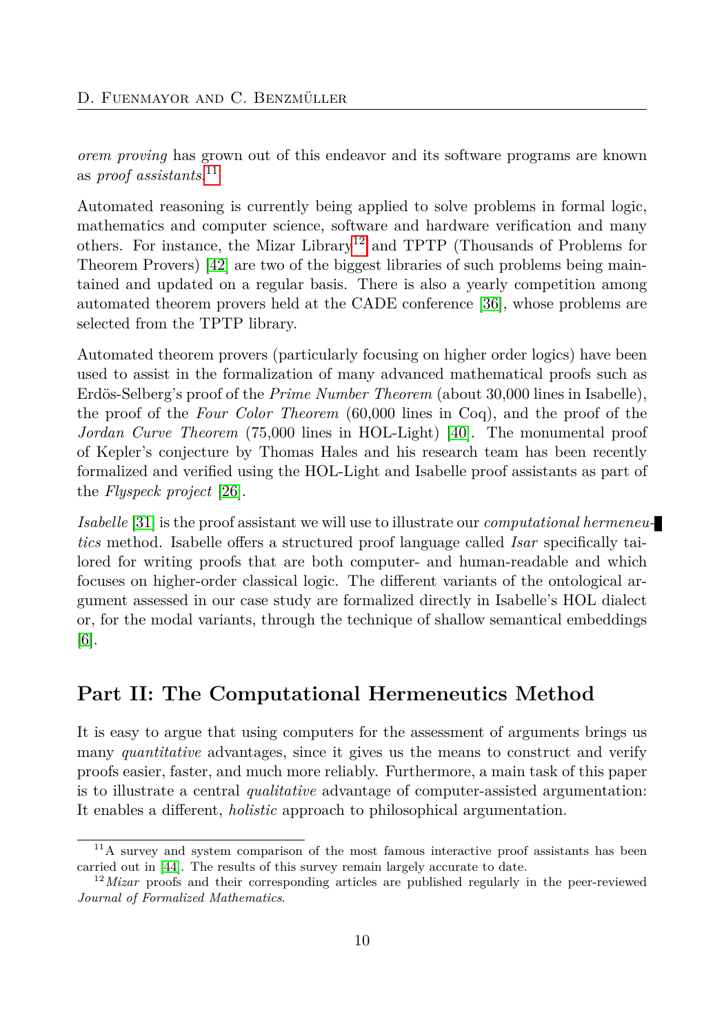*orem proving* has grown out of this endeavor and its software programs are known as *proof assistants*.[11]

Automated reasoning is currently being applied to solve problems in formal logic, mathematics and computer science, software and hardware verification and many others. For instance, the Mizar Library[12] and TPTP (Thousands of Problems for Theorem Provers) [42] are two of the biggest libraries of such problems being maintained and updated on a regular basis. There is also a yearly competition among automated theorem provers held at the CADE conference [36], whose problems are selected from the TPTP library.

Automated theorem provers (particularly focusing on higher order logics) have been used to assist in the formalization of many advanced mathematical proofs such as Erdös-Selberg's proof of the *Prime Number Theorem* (about 30,000 lines in Isabelle), the proof of the *Four Color Theorem* (60,000 lines in Coq), and the proof of the *Jordan Curve Theorem* (75,000 lines in HOL-Light) [40]. The monumental proof of Kepler's conjecture by Thomas Hales and his research team has been recently formalized and verified using the HOL-Light and Isabelle proof assistants as part of the *Flyspeck project* [26].

*Isabelle* [31] is the proof assistant we will use to illustrate our *computational hermeneutics* method. Isabelle offers a structured proof language called *Isar* specifically tailored for writing proofs that are both computer- and human-readable and which focuses on higher-order classical logic. The different variants of the ontological argument assessed in our case study are formalized directly in Isabelle's HOL dialect or, for the modal variants, through the technique of shallow semantical embeddings [6].

## Part II: The Computational Hermeneutics Method

It is easy to argue that using computers for the assessment of arguments brings us many *quantitative* advantages, since it gives us the means to construct and verify proofs easier, faster, and much more reliably. Furthermore, a main task of this paper is to illustrate a central *qualitative* advantage of computer-assisted argumentation: It enables a different, *holistic* approach to philosophical argumentation.

[11] A survey and system comparison of the most famous interactive proof assistants has been carried out in [44]. The results of this survey remain largely accurate to date.

[12] *Mizar* proofs and their corresponding articles are published regularly in the peer-reviewed *Journal of Formalized Mathematics*.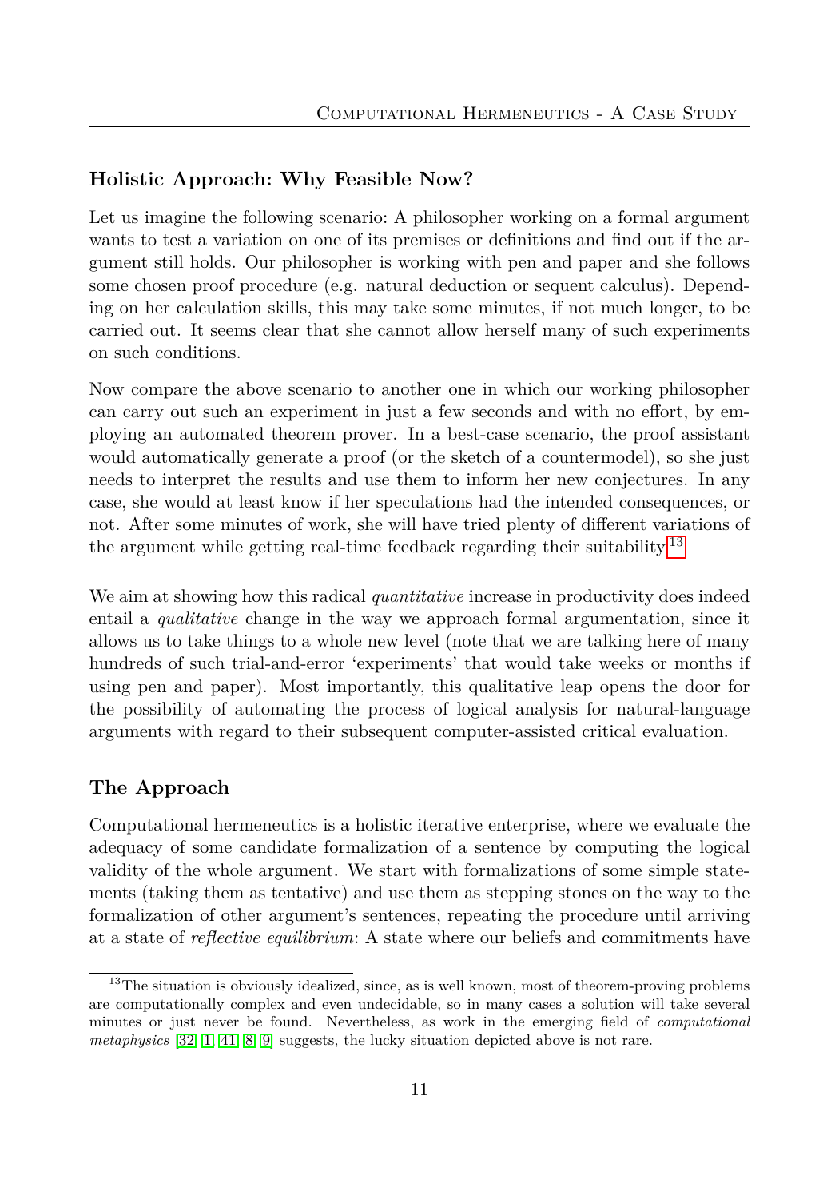## Holistic Approach: Why Feasible Now?

Let us imagine the following scenario: A philosopher working on a formal argument wants to test a variation on one of its premises or definitions and find out if the argument still holds. Our philosopher is working with pen and paper and she follows some chosen proof procedure (e.g. natural deduction or sequent calculus). Depending on her calculation skills, this may take some minutes, if not much longer, to be carried out. It seems clear that she cannot allow herself many of such experiments on such conditions.

Now compare the above scenario to another one in which our working philosopher can carry out such an experiment in just a few seconds and with no effort, by employing an automated theorem prover. In a best-case scenario, the proof assistant would automatically generate a proof (or the sketch of a countermodel), so she just needs to interpret the results and use them to inform her new conjectures. In any case, she would at least know if her speculations had the intended consequences, or not. After some minutes of work, she will have tried plenty of different variations of the argument while getting real-time feedback regarding their suitability.[13]

We aim at showing how this radical *quantitative* increase in productivity does indeed entail a *qualitative* change in the way we approach formal argumentation, since it allows us to take things to a whole new level (note that we are talking here of many hundreds of such trial-and-error 'experiments' that would take weeks or months if using pen and paper). Most importantly, this qualitative leap opens the door for the possibility of automating the process of logical analysis for natural-language arguments with regard to their subsequent computer-assisted critical evaluation.

## The Approach

Computational hermeneutics is a holistic iterative enterprise, where we evaluate the adequacy of some candidate formalization of a sentence by computing the logical validity of the whole argument. We start with formalizations of some simple statements (taking them as tentative) and use them as stepping stones on the way to the formalization of other argument's sentences, repeating the procedure until arriving at a state of *reflective equilibrium*: A state where our beliefs and commitments have

[13] The situation is obviously idealized, since, as is well known, most of theorem-proving problems are computationally complex and even undecidable, so in many cases a solution will take several minutes or just never be found. Nevertheless, as work in the emerging field of *computational metaphysics* [32, 1, 41, 8, 9] suggests, the lucky situation depicted above is not rare.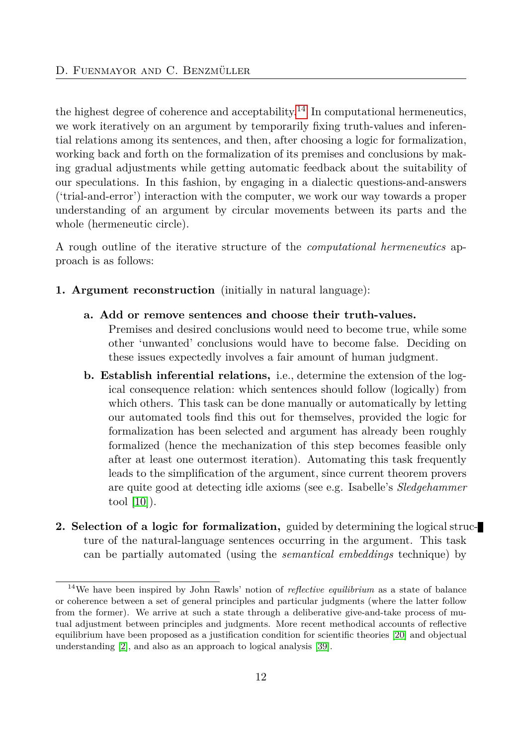the highest degree of coherence and acceptability.[14] In computational hermeneutics, we work iteratively on an argument by temporarily fixing truth-values and inferential relations among its sentences, and then, after choosing a logic for formalization, working back and forth on the formalization of its premises and conclusions by making gradual adjustments while getting automatic feedback about the suitability of our speculations. In this fashion, by engaging in a dialectic questions-and-answers ('trial-and-error') interaction with the computer, we work our way towards a proper understanding of an argument by circular movements between its parts and the whole (hermeneutic circle).

A rough outline of the iterative structure of the *computational hermeneutics* approach is as follows:

1. **Argument reconstruction** (initially in natural language):

   a. **Add or remove sentences and choose their truth-values.** Premises and desired conclusions would need to become true, while some other 'unwanted' conclusions would have to become false. Deciding on these issues expectedly involves a fair amount of human judgment.

   b. **Establish inferential relations,** i.e., determine the extension of the logical consequence relation: which sentences should follow (logically) from which others. This task can be done manually or automatically by letting our automated tools find this out for themselves, provided the logic for formalization has been selected and argument has already been roughly formalized (hence the mechanization of this step becomes feasible only after at least one outermost iteration). Automating this task frequently leads to the simplification of the argument, since current theorem provers are quite good at detecting idle axioms (see e.g. Isabelle's *Sledgehammer* tool [10]).

2. **Selection of a logic for formalization,** guided by determining the logical structure of the natural-language sentences occurring in the argument. This task can be partially automated (using the *semantical embeddings* technique) by

[14] We have been inspired by John Rawls' notion of *reflective equilibrium* as a state of balance or coherence between a set of general principles and particular judgments (where the latter follow from the former). We arrive at such a state through a deliberative give-and-take process of mutual adjustment between principles and judgments. More recent methodical accounts of reflective equilibrium have been proposed as a justification condition for scientific theories [20] and objectual understanding [2], and also as an approach to logical analysis [39].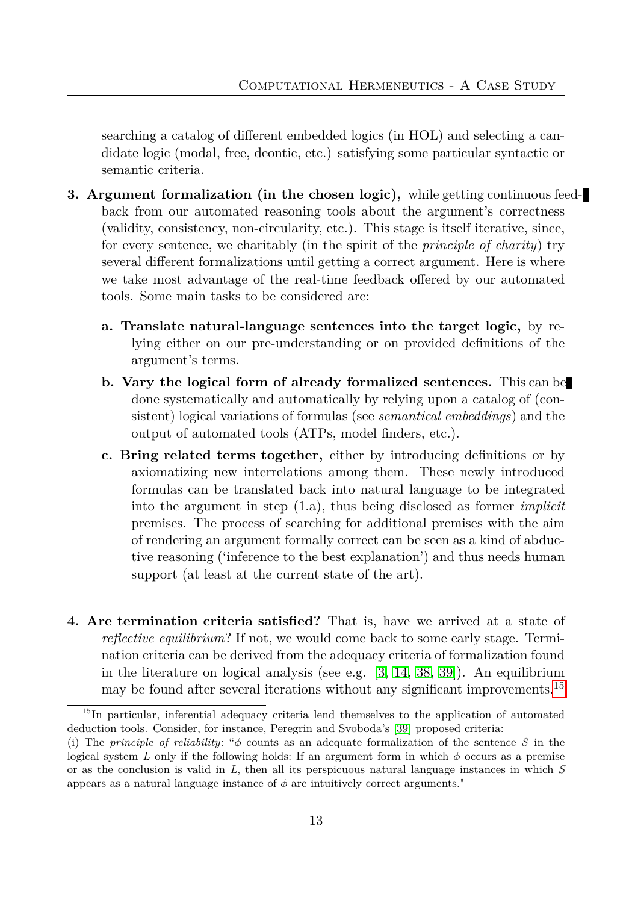searching a catalog of different embedded logics (in HOL) and selecting a candidate logic (modal, free, deontic, etc.) satisfying some particular syntactic or semantic criteria.

3. **Argument formalization (in the chosen logic),** while getting continuous feedback from our automated reasoning tools about the argument's correctness (validity, consistency, non-circularity, etc.). This stage is itself iterative, since, for every sentence, we charitably (in the spirit of the *principle of charity*) try several different formalizations until getting a correct argument. Here is where we take most advantage of the real-time feedback offered by our automated tools. Some main tasks to be considered are:

   a. **Translate natural-language sentences into the target logic,** by relying either on our pre-understanding or on provided definitions of the argument's terms.

   b. **Vary the logical form of already formalized sentences.** This can be done systematically and automatically by relying upon a catalog of (consistent) logical variations of formulas (see *semantical embeddings*) and the output of automated tools (ATPs, model finders, etc.).

   c. **Bring related terms together,** either by introducing definitions or by axiomatizing new interrelations among them. These newly introduced formulas can be translated back into natural language to be integrated into the argument in step (1.a), thus being disclosed as former *implicit* premises. The process of searching for additional premises with the aim of rendering an argument formally correct can be seen as a kind of abductive reasoning ('inference to the best explanation') and thus needs human support (at least at the current state of the art).

4. **Are termination criteria satisfied?** That is, have we arrived at a state of *reflective equilibrium*? If not, we would come back to some early stage. Termination criteria can be derived from the adequacy criteria of formalization found in the literature on logical analysis (see e.g. [3, 14, 38, 39]). An equilibrium may be found after several iterations without any significant improvements.[15]

---

[15] In particular, inferential adequacy criteria lend themselves to the application of automated deduction tools. Consider, for instance, Peregrin and Svoboda's [39] proposed criteria:
(i) The *principle of reliability*: "$\phi$ counts as an adequate formalization of the sentence $S$ in the logical system $L$ only if the following holds: If an argument form in which $\phi$ occurs as a premise or as the conclusion is valid in $L$, then all its perspicuous natural language instances in which $S$ appears as a natural language instance of $\phi$ are intuitively correct arguments."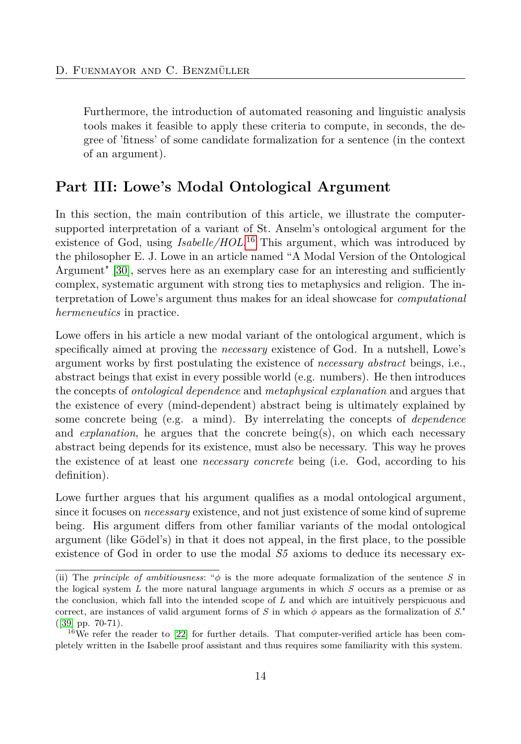Furthermore, the introduction of automated reasoning and linguistic analysis tools makes it feasible to apply these criteria to compute, in seconds, the degree of 'fitness' of some candidate formalization for a sentence (in the context of an argument).

## Part III: Lowe's Modal Ontological Argument

In this section, the main contribution of this article, we illustrate the computer-supported interpretation of a variant of St. Anselm's ontological argument for the existence of God, using *Isabelle/HOL*.[16] This argument, which was introduced by the philosopher E. J. Lowe in an article named "A Modal Version of the Ontological Argument" [30], serves here as an exemplary case for an interesting and sufficiently complex, systematic argument with strong ties to metaphysics and religion. The interpretation of Lowe's argument thus makes for an ideal showcase for *computational hermeneutics* in practice.

Lowe offers in his article a new modal variant of the ontological argument, which is specifically aimed at proving the *necessary* existence of God. In a nutshell, Lowe's argument works by first postulating the existence of *necessary abstract* beings, i.e., abstract beings that exist in every possible world (e.g. numbers). He then introduces the concepts of *ontological dependence* and *metaphysical explanation* and argues that the existence of every (mind-dependent) abstract being is ultimately explained by some concrete being (e.g. a mind). By interrelating the concepts of *dependence* and *explanation*, he argues that the concrete being(s), on which each necessary abstract being depends for its existence, must also be necessary. This way he proves the existence of at least one *necessary concrete* being (i.e. God, according to his definition).

Lowe further argues that his argument qualifies as a modal ontological argument, since it focuses on *necessary* existence, and not just existence of some kind of supreme being. His argument differs from other familiar variants of the modal ontological argument (like Gödel's) in that it does not appeal, in the first place, to the possible existence of God in order to use the modal *S5* axioms to deduce its necessary ex-

---

(ii) The *principle of ambitiousness*: "$\phi$ is the more adequate formalization of the sentence $S$ in the logical system $L$ the more natural language arguments in which $S$ occurs as a premise or as the conclusion, which fall into the intended scope of $L$ and which are intuitively perspicuous and correct, are instances of valid argument forms of $S$ in which $\phi$ appears as the formalization of $S$." ([39] pp. 70-71).

[16] We refer the reader to [22] for further details. That computer-verified article has been completely written in the Isabelle proof assistant and thus requires some familiarity with this system.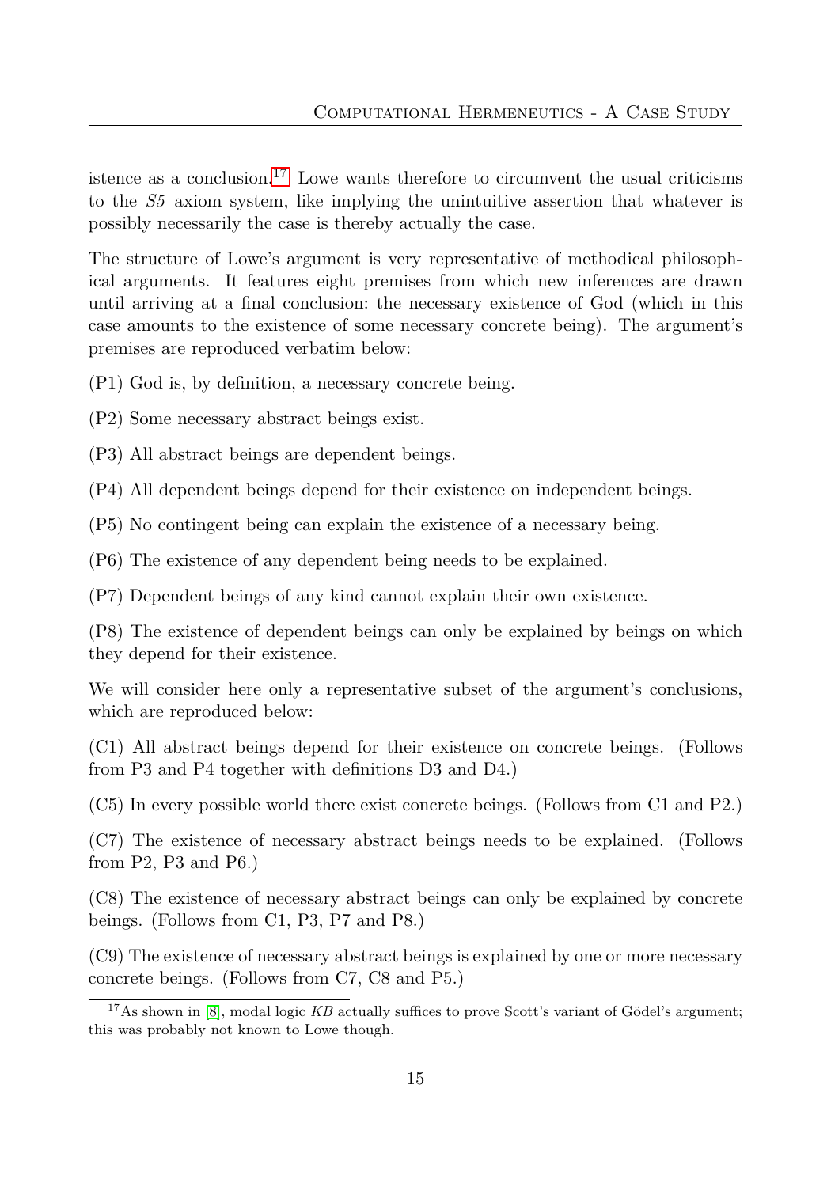istence as a conclusion.[17] Lowe wants therefore to circumvent the usual criticisms to the *S5* axiom system, like implying the unintuitive assertion that whatever is possibly necessarily the case is thereby actually the case.

The structure of Lowe's argument is very representative of methodical philosophical arguments. It features eight premises from which new inferences are drawn until arriving at a final conclusion: the necessary existence of God (which in this case amounts to the existence of some necessary concrete being). The argument's premises are reproduced verbatim below:

(P1) God is, by definition, a necessary concrete being.

(P2) Some necessary abstract beings exist.

(P3) All abstract beings are dependent beings.

(P4) All dependent beings depend for their existence on independent beings.

(P5) No contingent being can explain the existence of a necessary being.

(P6) The existence of any dependent being needs to be explained.

(P7) Dependent beings of any kind cannot explain their own existence.

(P8) The existence of dependent beings can only be explained by beings on which they depend for their existence.

We will consider here only a representative subset of the argument's conclusions, which are reproduced below:

(C1) All abstract beings depend for their existence on concrete beings. (Follows from P3 and P4 together with definitions D3 and D4.)

(C5) In every possible world there exist concrete beings. (Follows from C1 and P2.)

(C7) The existence of necessary abstract beings needs to be explained. (Follows from P2, P3 and P6.)

(C8) The existence of necessary abstract beings can only be explained by concrete beings. (Follows from C1, P3, P7 and P8.)

(C9) The existence of necessary abstract beings is explained by one or more necessary concrete beings. (Follows from C7, C8 and P5.)

[17] As shown in [8], modal logic *KB* actually suffices to prove Scott's variant of Gödel's argument; this was probably not known to Lowe though.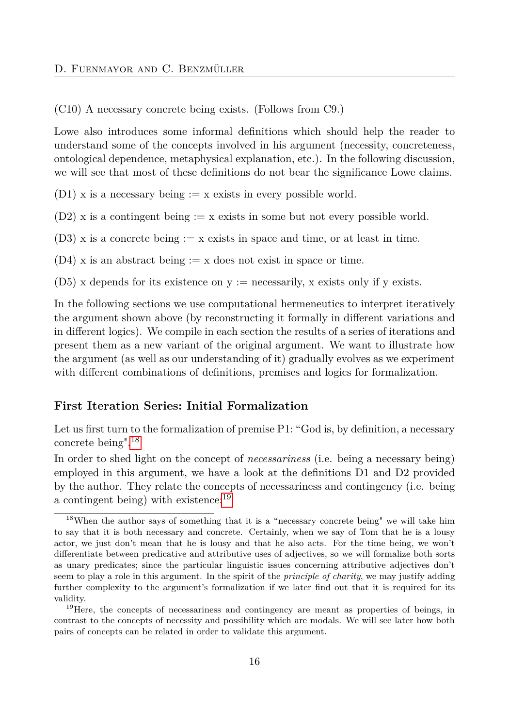(C10) A necessary concrete being exists. (Follows from C9.)

Lowe also introduces some informal definitions which should help the reader to understand some of the concepts involved in his argument (necessity, concreteness, ontological dependence, metaphysical explanation, etc.). In the following discussion, we will see that most of these definitions do not bear the significance Lowe claims.

(D1) x is a necessary being := x exists in every possible world.

(D2) x is a contingent being := x exists in some but not every possible world.

(D3) x is a concrete being := x exists in space and time, or at least in time.

(D4) x is an abstract being := x does not exist in space or time.

(D5) x depends for its existence on y := necessarily, x exists only if y exists.

In the following sections we use computational hermeneutics to interpret iteratively the argument shown above (by reconstructing it formally in different variations and in different logics). We compile in each section the results of a series of iterations and present them as a new variant of the original argument. We want to illustrate how the argument (as well as our understanding of it) gradually evolves as we experiment with different combinations of definitions, premises and logics for formalization.

## First Iteration Series: Initial Formalization

Let us first turn to the formalization of premise P1: "God is, by definition, a necessary concrete being".[18]

In order to shed light on the concept of *necessariness* (i.e. being a necessary being) employed in this argument, we have a look at the definitions D1 and D2 provided by the author. They relate the concepts of necessariness and contingency (i.e. being a contingent being) with existence:[19]

---

[18] When the author says of something that it is a "necessary concrete being" we will take him to say that it is both necessary and concrete. Certainly, when we say of Tom that he is a lousy actor, we just don't mean that he is lousy and that he also acts. For the time being, we won't differentiate between predicative and attributive uses of adjectives, so we will formalize both sorts as unary predicates; since the particular linguistic issues concerning attributive adjectives don't seem to play a role in this argument. In the spirit of the *principle of charity*, we may justify adding further complexity to the argument's formalization if we later find out that it is required for its validity.

[19] Here, the concepts of necessariness and contingency are meant as properties of beings, in contrast to the concepts of necessity and possibility which are modals. We will see later how both pairs of concepts can be related in order to validate this argument.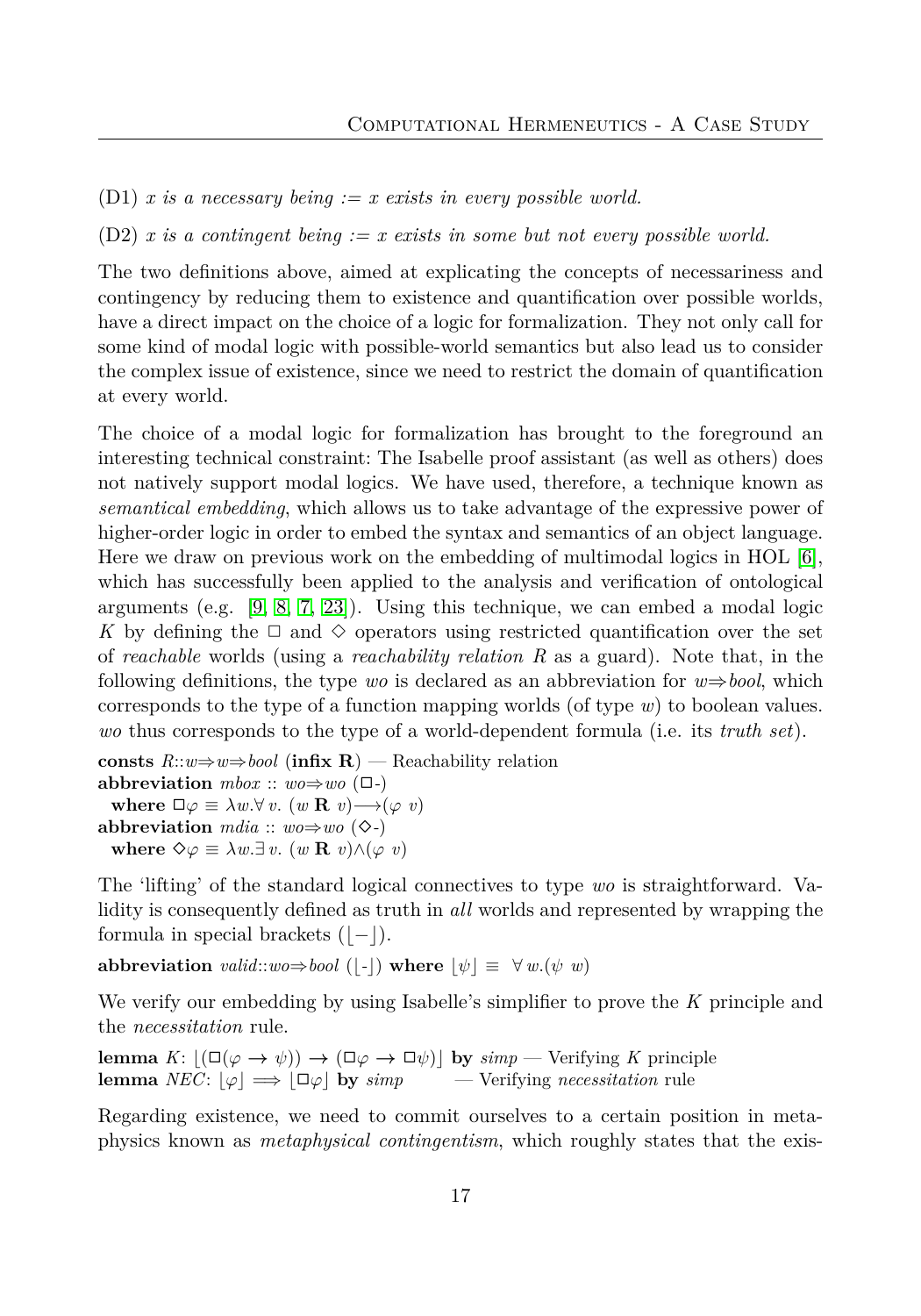(D1) *x is a necessary being := x exists in every possible world.*

(D2) *x is a contingent being := x exists in some but not every possible world.*

The two definitions above, aimed at explicating the concepts of necessariness and contingency by reducing them to existence and quantification over possible worlds, have a direct impact on the choice of a logic for formalization. They not only call for some kind of modal logic with possible-world semantics but also lead us to consider the complex issue of existence, since we need to restrict the domain of quantification at every world.

The choice of a modal logic for formalization has brought to the foreground an interesting technical constraint: The Isabelle proof assistant (as well as others) does not natively support modal logics. We have used, therefore, a technique known as *semantical embedding*, which allows us to take advantage of the expressive power of higher-order logic in order to embed the syntax and semantics of an object language. Here we draw on previous work on the embedding of multimodal logics in HOL [6], which has successfully been applied to the analysis and verification of ontological arguments (e.g. [9, 8, 7, 23]). Using this technique, we can embed a modal logic $K$ by defining the $\Box$ and $\Diamond$ operators using restricted quantification over the set of *reachable* worlds (using a *reachability relation* $R$ as a guard). Note that, in the following definitions, the type *wo* is declared as an abbreviation for $w \Rightarrow bool$, which corresponds to the type of a function mapping worlds (of type $w$) to boolean values. *wo* thus corresponds to the type of a world-dependent formula (i.e. its *truth set*).

**consts** $R$::$w \Rightarrow w \Rightarrow bool$ (**infix R**) — Reachability relation
**abbreviation** *mbox* :: $wo \Rightarrow wo$ ($\Box$-)
  **where** $\Box\varphi \equiv \lambda w. \forall v.\ (w\ \mathbf{R}\ v) \longrightarrow (\varphi\ v)$
**abbreviation** *mdia* :: $wo \Rightarrow wo$ ($\Diamond$-)
  **where** $\Diamond\varphi \equiv \lambda w. \exists v.\ (w\ \mathbf{R}\ v) \wedge (\varphi\ v)$

The 'lifting' of the standard logical connectives to type *wo* is straightforward. Validity is consequently defined as truth in *all* worlds and represented by wrapping the formula in special brackets ($\lfloor - \rfloor$).

**abbreviation** *valid*::$wo \Rightarrow bool$ ($\lfloor$-$\rfloor$) **where** $\lfloor\psi\rfloor \equiv \forall w.(\psi\ w)$

We verify our embedding by using Isabelle's simplifier to prove the $K$ principle and the *necessitation* rule.

**lemma** *K*: $\lfloor(\Box(\varphi \rightarrow \psi)) \rightarrow (\Box\varphi \rightarrow \Box\psi)\rfloor$ **by** *simp* — Verifying $K$ principle
**lemma** *NEC*: $\lfloor\varphi\rfloor \Longrightarrow \lfloor\Box\varphi\rfloor$ **by** *simp* — Verifying *necessitation* rule

Regarding existence, we need to commit ourselves to a certain position in metaphysics known as *metaphysical contingentism*, which roughly states that the exis-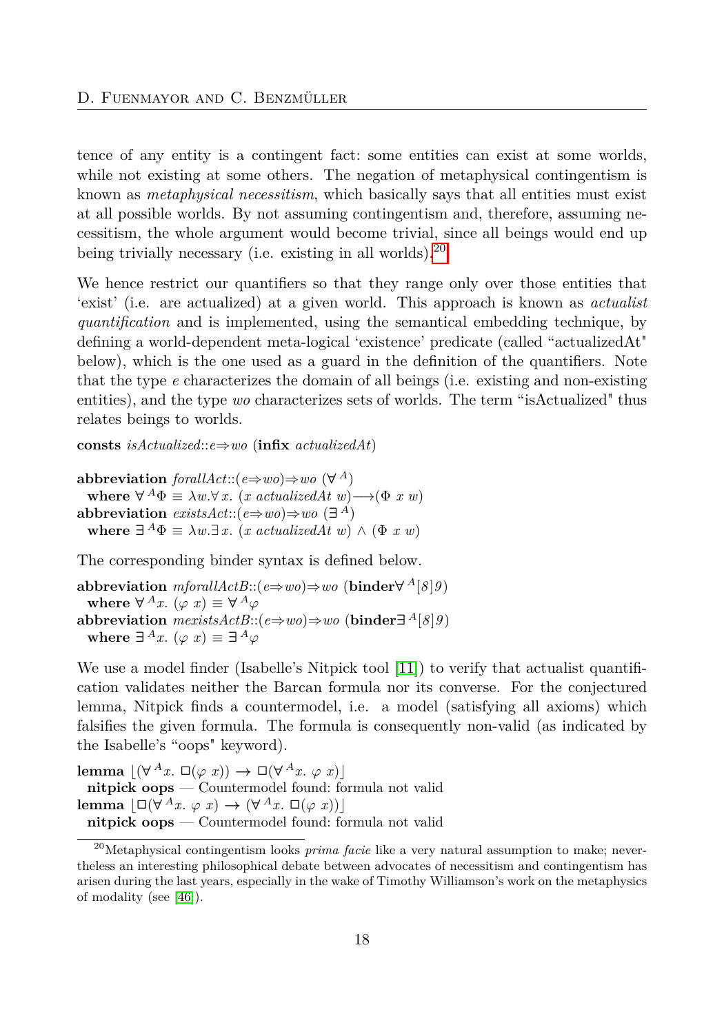tence of any entity is a contingent fact: some entities can exist at some worlds, while not existing at some others. The negation of metaphysical contingentism is known as *metaphysical necessitism*, which basically says that all entities must exist at all possible worlds. By not assuming contingentism and, therefore, assuming necessitism, the whole argument would become trivial, since all beings would end up being trivially necessary (i.e. existing in all worlds).[20]

We hence restrict our quantifiers so that they range only over those entities that 'exist' (i.e. are actualized) at a given world. This approach is known as *actualist quantification* and is implemented, using the semantical embedding technique, by defining a world-dependent meta-logical 'existence' predicate (called "actualizedAt" below), which is the one used as a guard in the definition of the quantifiers. Note that the type $e$ characterizes the domain of all beings (i.e. existing and non-existing entities), and the type $wo$ characterizes sets of worlds. The term "isActualized" thus relates beings to worlds.

**consts** *isActualized*::$e \Rightarrow wo$ (**infix** *actualizedAt*)

**abbreviation** *forallAct*::$(e \Rightarrow wo) \Rightarrow wo$ ($\forall^A$)
  **where** $\forall^A \Phi \equiv \lambda w. \forall x.\ (x\ \mathit{actualizedAt}\ w) \longrightarrow (\Phi\ x\ w)$
**abbreviation** *existsAct*::$(e \Rightarrow wo) \Rightarrow wo$ ($\exists^A$)
  **where** $\exists^A \Phi \equiv \lambda w. \exists x.\ (x\ \mathit{actualizedAt}\ w) \wedge (\Phi\ x\ w)$

The corresponding binder syntax is defined below.

**abbreviation** *mforallActB*::$(e \Rightarrow wo) \Rightarrow wo$ (**binder**$\forall^A [8]9$)
  **where** $\forall^A x.\ (\varphi\ x) \equiv \forall^A \varphi$
**abbreviation** *mexistsActB*::$(e \Rightarrow wo) \Rightarrow wo$ (**binder**$\exists^A [8]9$)
  **where** $\exists^A x.\ (\varphi\ x) \equiv \exists^A \varphi$

We use a model finder (Isabelle's Nitpick tool [11]) to verify that actualist quantification validates neither the Barcan formula nor its converse. For the conjectured lemma, Nitpick finds a countermodel, i.e. a model (satisfying all axioms) which falsifies the given formula. The formula is consequently non-valid (as indicated by the Isabelle's "oops" keyword).

**lemma** $\lfloor (\forall^A x.\ \Box(\varphi\ x)) \rightarrow \Box(\forall^A x.\ \varphi\ x) \rfloor$
  **nitpick oops** — Countermodel found: formula not valid
**lemma** $\lfloor \Box(\forall^A x.\ \varphi\ x) \rightarrow (\forall^A x.\ \Box(\varphi\ x)) \rfloor$
  **nitpick oops** — Countermodel found: formula not valid

[20] Metaphysical contingentism looks *prima facie* like a very natural assumption to make; nevertheless an interesting philosophical debate between advocates of necessitism and contingentism has arisen during the last years, especially in the wake of Timothy Williamson's work on the metaphysics of modality (see [46]).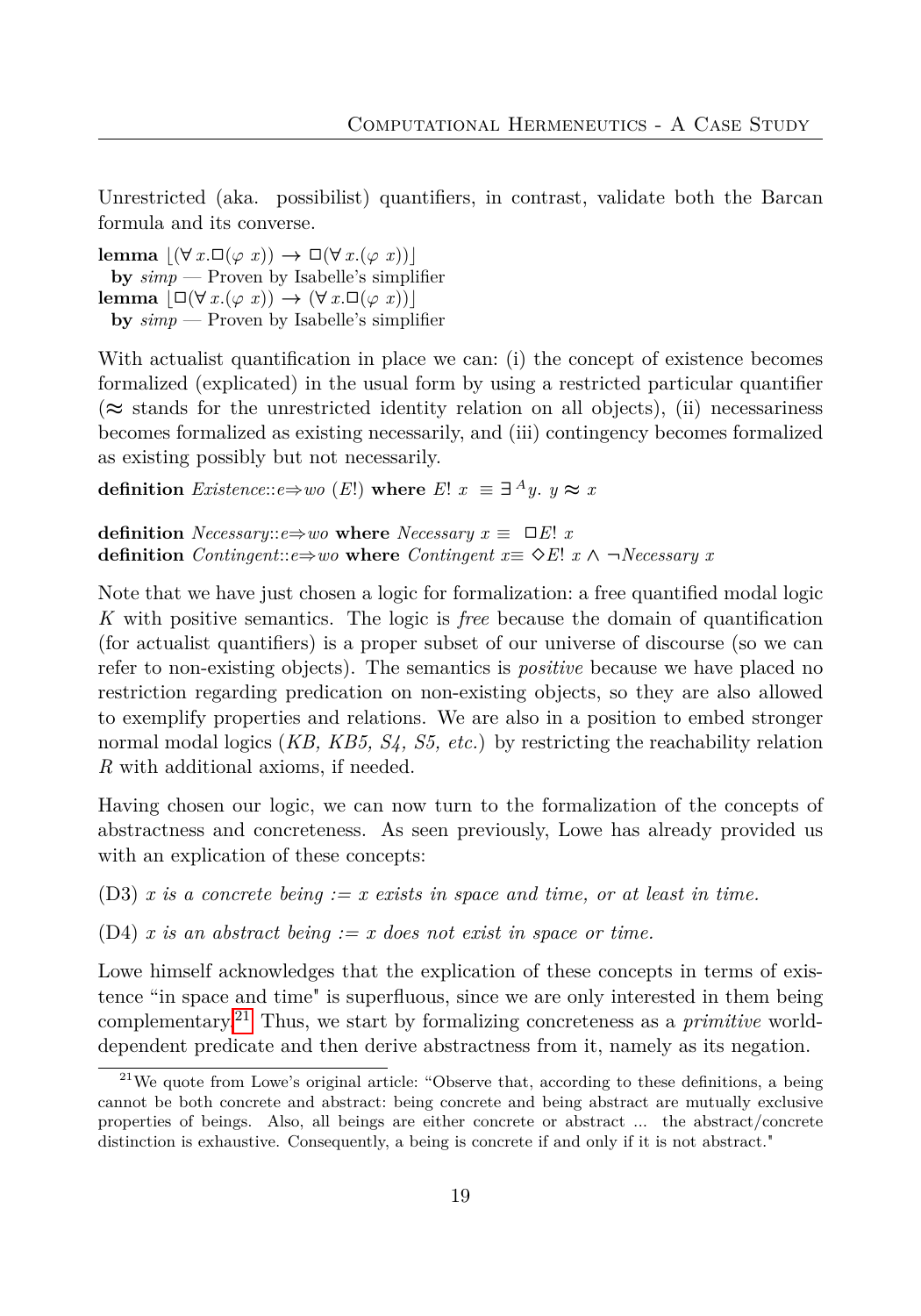Unrestricted (aka. possibilist) quantifiers, in contrast, validate both the Barcan formula and its converse.

**lemma** $\lfloor(\forall\, x.\Box(\varphi\; x)) \rightarrow \Box(\forall\, x.(\varphi\; x))\rfloor$
 **by** *simp* — Proven by Isabelle's simplifier
**lemma** $\lfloor\Box(\forall\, x.(\varphi\; x)) \rightarrow (\forall\, x.\Box(\varphi\; x))\rfloor$
 **by** *simp* — Proven by Isabelle's simplifier

With actualist quantification in place we can: (i) the concept of existence becomes formalized (explicated) in the usual form by using a restricted particular quantifier ($\approx$ stands for the unrestricted identity relation on all objects), (ii) necessariness becomes formalized as existing necessarily, and (iii) contingency becomes formalized as existing possibly but not necessarily.

**definition** *Existence*::$e{\Rightarrow}wo$ $(E!)$ **where** $E!\; x\;\equiv \exists^{A} y.\; y \approx x$

**definition** *Necessary*::$e{\Rightarrow}wo$ **where** *Necessary* $x \equiv\; \Box E!\; x$
**definition** *Contingent*::$e{\Rightarrow}wo$ **where** *Contingent* $x{\equiv}\; \Diamond E!\; x \wedge \neg$*Necessary* $x$

Note that we have just chosen a logic for formalization: a free quantified modal logic *K* with positive semantics. The logic is *free* because the domain of quantification (for actualist quantifiers) is a proper subset of our universe of discourse (so we can refer to non-existing objects). The semantics is *positive* because we have placed no restriction regarding predication on non-existing objects, so they are also allowed to exemplify properties and relations. We are also in a position to embed stronger normal modal logics (*KB, KB5, S4, S5, etc.*) by restricting the reachability relation *R* with additional axioms, if needed.

Having chosen our logic, we can now turn to the formalization of the concepts of abstractness and concreteness. As seen previously, Lowe has already provided us with an explication of these concepts:

(D3) *x is a concrete being := x exists in space and time, or at least in time.*

(D4) *x is an abstract being := x does not exist in space or time.*

Lowe himself acknowledges that the explication of these concepts in terms of existence "in space and time" is superfluous, since we are only interested in them being complementary.[21] Thus, we start by formalizing concreteness as a *primitive* world-dependent predicate and then derive abstractness from it, namely as its negation.

[21] We quote from Lowe's original article: "Observe that, according to these definitions, a being cannot be both concrete and abstract: being concrete and being abstract are mutually exclusive properties of beings. Also, all beings are either concrete or abstract ... the abstract/concrete distinction is exhaustive. Consequently, a being is concrete if and only if it is not abstract."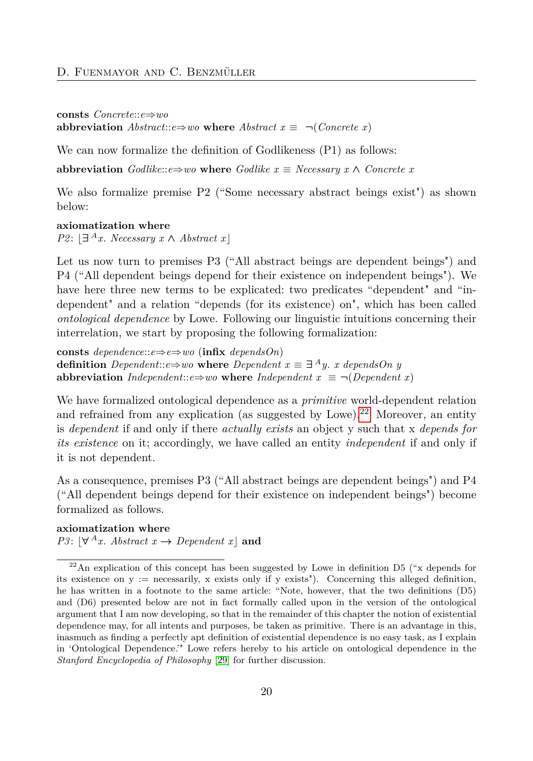**consts** *Concrete*::*e*⇒*wo*
**abbreviation** *Abstract*::*e*⇒*wo* **where** *Abstract x* ≡ ¬(*Concrete x*)

We can now formalize the definition of Godlikeness (P1) as follows:

**abbreviation** *Godlike*::*e*⇒*wo* **where** *Godlike x* ≡ *Necessary x* ∧ *Concrete x*

We also formalize premise P2 ("Some necessary abstract beings exist") as shown below:

**axiomatization where**
*P2*: $\lfloor \exists^A x.\ Necessary\ x \wedge Abstract\ x \rfloor$

Let us now turn to premises P3 ("All abstract beings are dependent beings") and P4 ("All dependent beings depend for their existence on independent beings"). We have here three new terms to be explicated: two predicates "dependent" and "independent" and a relation "depends (for its existence) on", which has been called *ontological dependence* by Lowe. Following our linguistic intuitions concerning their interrelation, we start by proposing the following formalization:

**consts** *dependence*::*e*⇒*e*⇒*wo* (**infix** *dependsOn*)
**definition** *Dependent*::*e*⇒*wo* **where** *Dependent x* ≡ $\exists^A y.$ *x dependsOn y*
**abbreviation** *Independent*::*e*⇒*wo* **where** *Independent x* ≡ ¬(*Dependent x*)

We have formalized ontological dependence as a *primitive* world-dependent relation and refrained from any explication (as suggested by Lowe).[22] Moreover, an entity is *dependent* if and only if there *actually exists* an object y such that x *depends for its existence* on it; accordingly, we have called an entity *independent* if and only if it is not dependent.

As a consequence, premises P3 ("All abstract beings are dependent beings") and P4 ("All dependent beings depend for their existence on independent beings") become formalized as follows.

**axiomatization where**
*P3*: $\lfloor \forall^A x.\ Abstract\ x \rightarrow Dependent\ x \rfloor$ **and**

---

[22] An explication of this concept has been suggested by Lowe in definition D5 ("x depends for its existence on y := necessarily, x exists only if y exists"). Concerning this alleged definition, he has written in a footnote to the same article: "Note, however, that the two definitions (D5) and (D6) presented below are not in fact formally called upon in the version of the ontological argument that I am now developing, so that in the remainder of this chapter the notion of existential dependence may, for all intents and purposes, be taken as primitive. There is an advantage in this, inasmuch as finding a perfectly apt definition of existential dependence is no easy task, as I explain in 'Ontological Dependence.'" Lowe refers hereby to his article on ontological dependence in the *Stanford Encyclopedia of Philosophy* [29] for further discussion.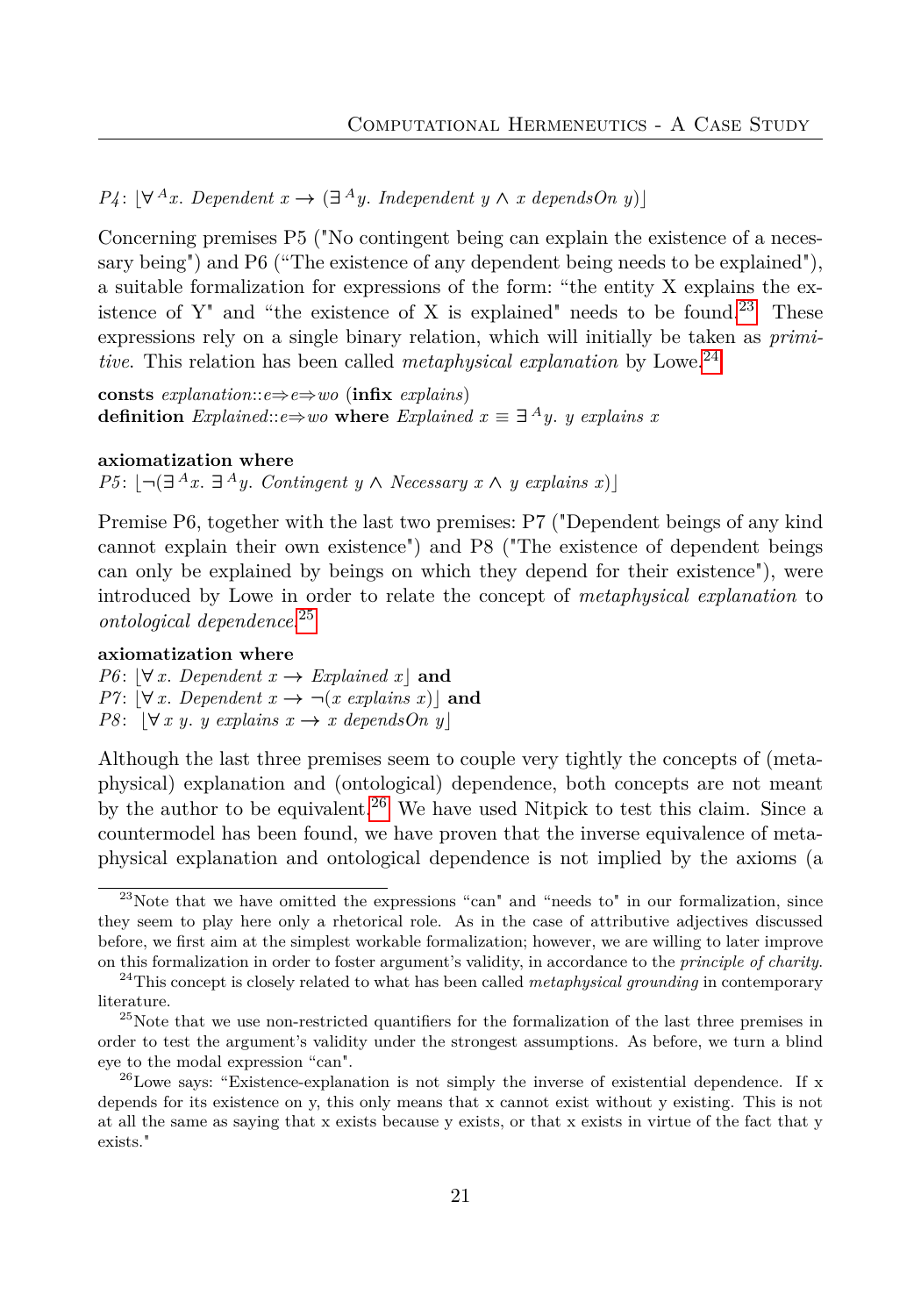*P4*: $\lfloor \forall^A x.\ Dependent\ x \rightarrow (\exists^A y.\ Independent\ y \wedge x\ dependsOn\ y)\rfloor$

Concerning premises P5 ("No contingent being can explain the existence of a necessary being") and P6 ("The existence of any dependent being needs to be explained"), a suitable formalization for expressions of the form: "the entity X explains the existence of Y" and "the existence of X is explained" needs to be found.[23] These expressions rely on a single binary relation, which will initially be taken as *primitive*. This relation has been called *metaphysical explanation* by Lowe.[24]

**consts** $explanation::e \Rightarrow e \Rightarrow wo$ (**infix** *explains*)
**definition** $Explained::e \Rightarrow wo$ **where** $Explained\ x \equiv \exists^A y.\ y\ explains\ x$

**axiomatization where**
*P5*: $\lfloor \neg(\exists^A x.\ \exists^A y.\ Contingent\ y \wedge Necessary\ x \wedge y\ explains\ x)\rfloor$

Premise P6, together with the last two premises: P7 ("Dependent beings of any kind cannot explain their own existence") and P8 ("The existence of dependent beings can only be explained by beings on which they depend for their existence"), were introduced by Lowe in order to relate the concept of *metaphysical explanation* to *ontological dependence*.[25]

**axiomatization where**
*P6*: $\lfloor \forall x.\ Dependent\ x \rightarrow Explained\ x\rfloor$ **and**
*P7*: $\lfloor \forall x.\ Dependent\ x \rightarrow \neg(x\ explains\ x)\rfloor$ **and**
*P8*: $\lfloor \forall x\ y.\ y\ explains\ x \rightarrow x\ dependsOn\ y\rfloor$

Although the last three premises seem to couple very tightly the concepts of (metaphysical) explanation and (ontological) dependence, both concepts are not meant by the author to be equivalent.[26] We have used Nitpick to test this claim. Since a countermodel has been found, we have proven that the inverse equivalence of metaphysical explanation and ontological dependence is not implied by the axioms (a

---

[23] Note that we have omitted the expressions "can" and "needs to" in our formalization, since they seem to play here only a rhetorical role. As in the case of attributive adjectives discussed before, we first aim at the simplest workable formalization; however, we are willing to later improve on this formalization in order to foster argument's validity, in accordance to the *principle of charity*.

[24] This concept is closely related to what has been called *metaphysical grounding* in contemporary literature.

[25] Note that we use non-restricted quantifiers for the formalization of the last three premises in order to test the argument's validity under the strongest assumptions. As before, we turn a blind eye to the modal expression "can".

[26] Lowe says: "Existence-explanation is not simply the inverse of existential dependence. If x depends for its existence on y, this only means that x cannot exist without y existing. This is not at all the same as saying that x exists because y exists, or that x exists in virtue of the fact that y exists."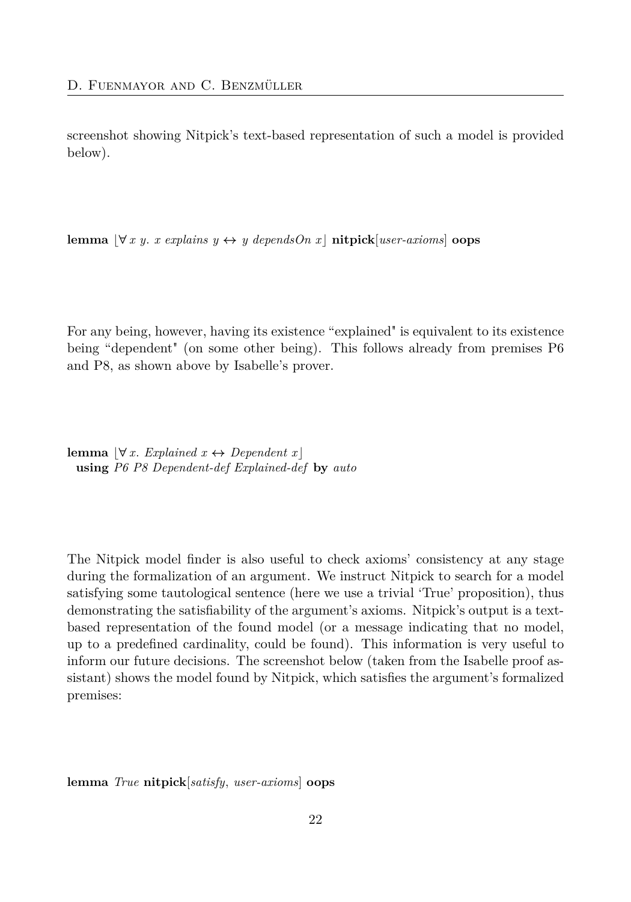screenshot showing Nitpick's text-based representation of such a model is provided below).

**lemma** $\lfloor\forall\, x\ y.\ x\ explains\ y \leftrightarrow y\ dependsOn\ x\rfloor$ **nitpick**[*user-axioms*] **oops**

For any being, however, having its existence "explained" is equivalent to its existence being "dependent" (on some other being). This follows already from premises P6 and P8, as shown above by Isabelle's prover.

**lemma** $\lfloor\forall\, x.\ Explained\ x \leftrightarrow Dependent\ x\rfloor$
**using** *P6 P8 Dependent-def Explained-def* **by** *auto*

The Nitpick model finder is also useful to check axioms' consistency at any stage during the formalization of an argument. We instruct Nitpick to search for a model satisfying some tautological sentence (here we use a trivial 'True' proposition), thus demonstrating the satisfiability of the argument's axioms. Nitpick's output is a text-based representation of the found model (or a message indicating that no model, up to a predefined cardinality, could be found). This information is very useful to inform our future decisions. The screenshot below (taken from the Isabelle proof assistant) shows the model found by Nitpick, which satisfies the argument's formalized premises:

**lemma** *True* **nitpick**[*satisfy*, *user-axioms*] **oops**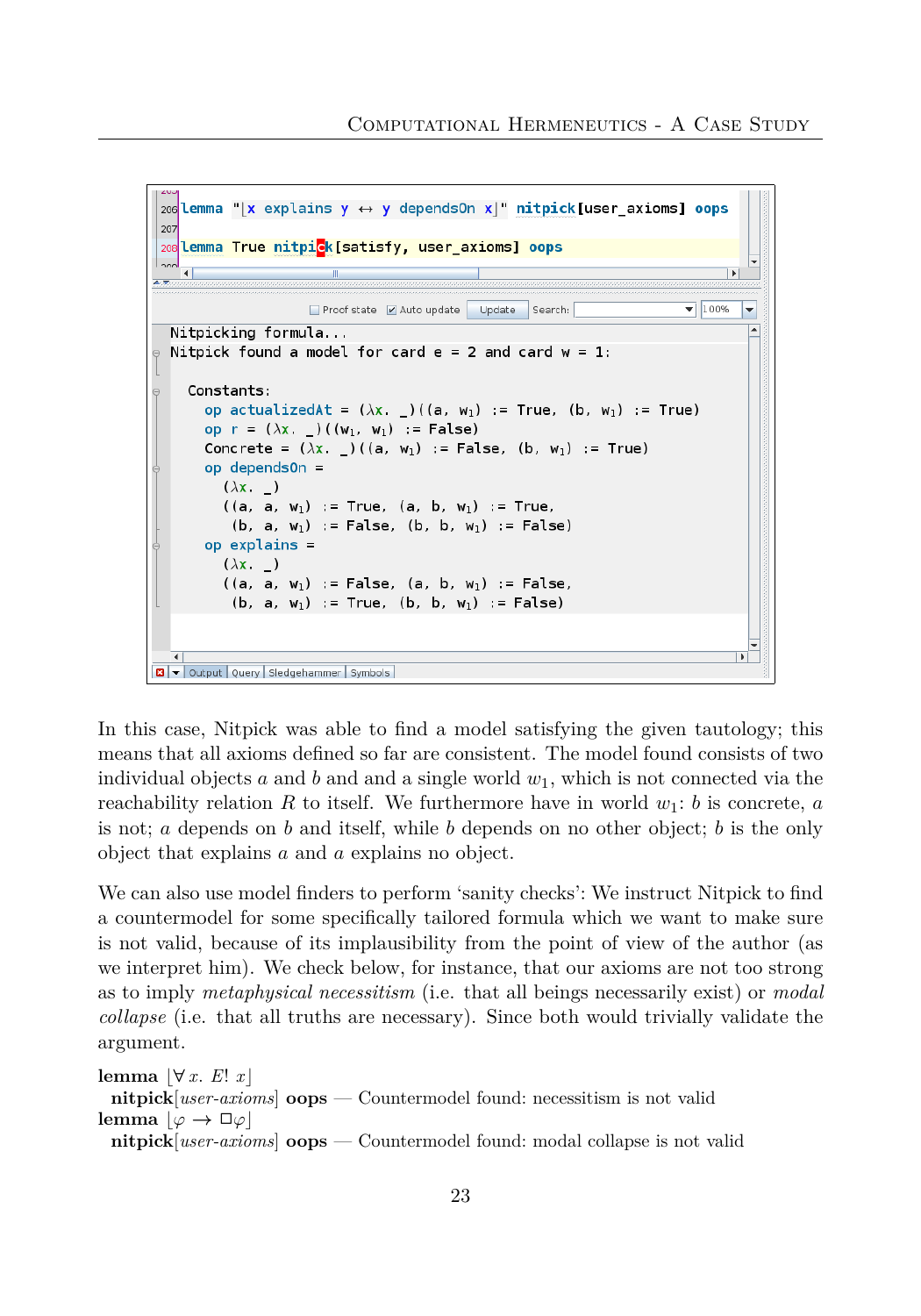```
206 lemma "⌊x explains y ↔ y dependsOn x⌋" nitpick[user_axioms] oops
207
208 lemma True nitpick[satisfy, user_axioms] oops
```

```
Nitpicking formula...
Nitpick found a model for card e = 2 and card w = 1:

  Constants:
    op actualizedAt = (λx. _)((a, w1) := True, (b, w1) := True)
    op r = (λx. _)((w1, w1) := False)
    Concrete = (λx. _)((a, w1) := False, (b, w1) := True)
    op dependsOn =
      (λx. _)
      ((a, a, w1) := True, (a, b, w1) := True,
       (b, a, w1) := False, (b, b, w1) := False)
    op explains =
      (λx. _)
      ((a, a, w1) := False, (a, b, w1) := False,
       (b, a, w1) := True, (b, b, w1) := False)
```

In this case, Nitpick was able to find a model satisfying the given tautology; this means that all axioms defined so far are consistent. The model found consists of two individual objects $a$ and $b$ and and a single world $w_1$, which is not connected via the reachability relation $R$ to itself. We furthermore have in world $w_1$: $b$ is concrete, $a$ is not; $a$ depends on $b$ and itself, while $b$ depends on no other object; $b$ is the only object that explains $a$ and $a$ explains no object.

We can also use model finders to perform 'sanity checks': We instruct Nitpick to find a countermodel for some specifically tailored formula which we want to make sure is not valid, because of its implausibility from the point of view of the author (as we interpret him). We check below, for instance, that our axioms are not too strong as to imply *metaphysical necessitism* (i.e. that all beings necessarily exist) or *modal collapse* (i.e. that all truths are necessary). Since both would trivially validate the argument.

**lemma** $\lfloor \forall x.\ E!\ x \rfloor$
  **nitpick**[*user-axioms*] **oops** — Countermodel found: necessitism is not valid
**lemma** $\lfloor \varphi \rightarrow \Box\varphi \rfloor$
  **nitpick**[*user-axioms*] **oops** — Countermodel found: modal collapse is not valid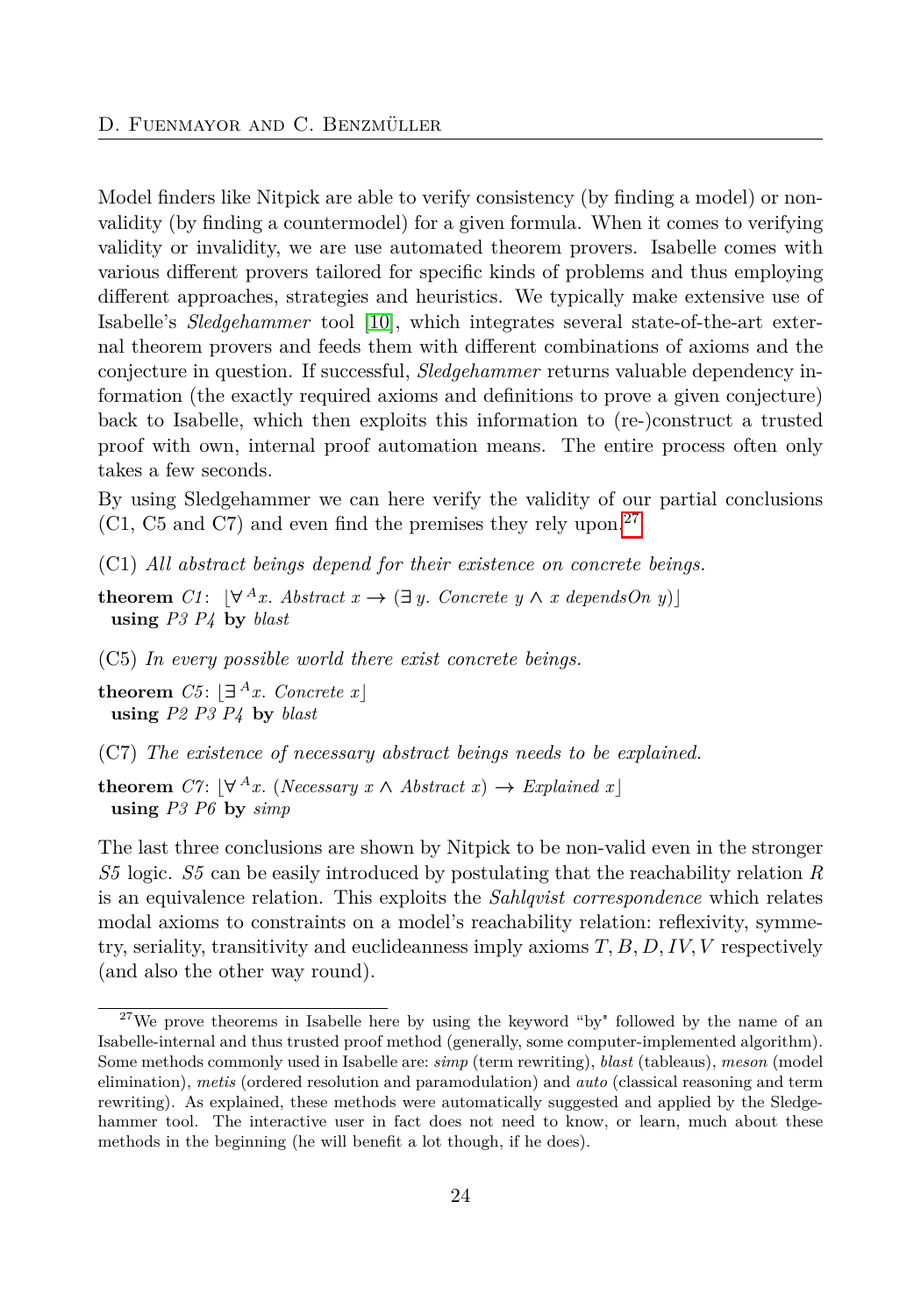Model finders like Nitpick are able to verify consistency (by finding a model) or non-validity (by finding a countermodel) for a given formula. When it comes to verifying validity or invalidity, we are use automated theorem provers. Isabelle comes with various different provers tailored for specific kinds of problems and thus employing different approaches, strategies and heuristics. We typically make extensive use of Isabelle's *Sledgehammer* tool [10], which integrates several state-of-the-art external theorem provers and feeds them with different combinations of axioms and the conjecture in question. If successful, *Sledgehammer* returns valuable dependency information (the exactly required axioms and definitions to prove a given conjecture) back to Isabelle, which then exploits this information to (re-)construct a trusted proof with own, internal proof automation means. The entire process often only takes a few seconds.

By using Sledgehammer we can here verify the validity of our partial conclusions (C1, C5 and C7) and even find the premises they rely upon.[27]

(C1) *All abstract beings depend for their existence on concrete beings.*

**theorem** *C1*: $\lfloor \forall^A x.\ Abstract\ x \rightarrow (\exists\, y.\ Concrete\ y \wedge x\ dependsOn\ y) \rfloor$
**using** *P3 P4* **by** *blast*

(C5) *In every possible world there exist concrete beings.*

**theorem** *C5*: $\lfloor \exists^A x.\ Concrete\ x \rfloor$
**using** *P2 P3 P4* **by** *blast*

(C7) *The existence of necessary abstract beings needs to be explained.*

**theorem** *C7*: $\lfloor \forall^A x.\ (Necessary\ x \wedge Abstract\ x) \rightarrow Explained\ x \rfloor$
**using** *P3 P6* **by** *simp*

The last three conclusions are shown by Nitpick to be non-valid even in the stronger *S5* logic. *S5* can be easily introduced by postulating that the reachability relation $R$ is an equivalence relation. This exploits the *Sahlqvist correspondence* which relates modal axioms to constraints on a model's reachability relation: reflexivity, symmetry, seriality, transitivity and euclideanness imply axioms $T, B, D, IV, V$ respectively (and also the other way round).

[27] We prove theorems in Isabelle here by using the keyword "by" followed by the name of an Isabelle-internal and thus trusted proof method (generally, some computer-implemented algorithm). Some methods commonly used in Isabelle are: *simp* (term rewriting), *blast* (tableaus), *meson* (model elimination), *metis* (ordered resolution and paramodulation) and *auto* (classical reasoning and term rewriting). As explained, these methods were automatically suggested and applied by the Sledgehammer tool. The interactive user in fact does not need to know, or learn, much about these methods in the beginning (he will benefit a lot though, if he does).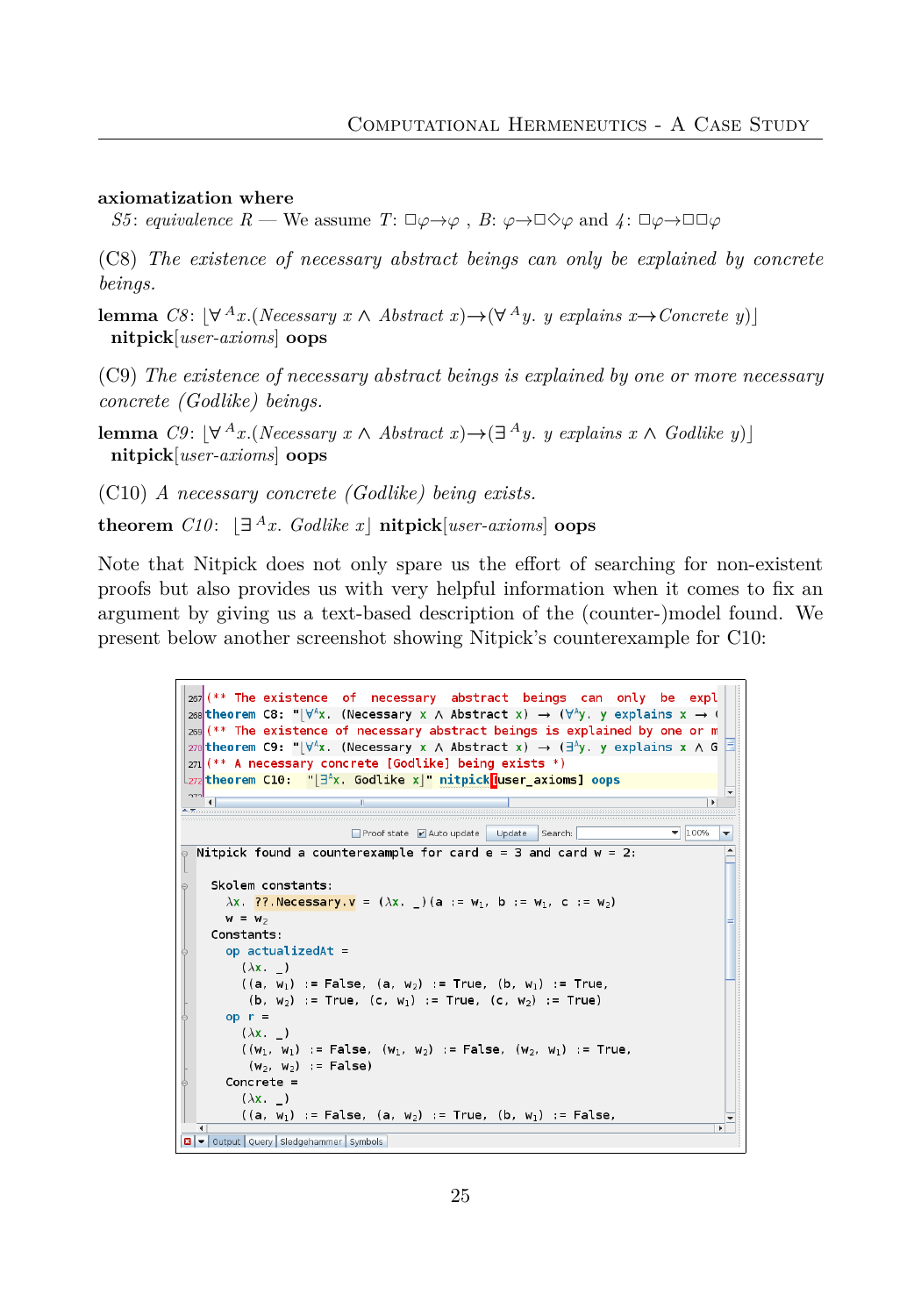**axiomatization where**
*S5*: *equivalence R* — We assume *T*: $\Box\varphi \rightarrow \varphi$ , *B*: $\varphi \rightarrow \Box\Diamond\varphi$ and *4*: $\Box\varphi \rightarrow \Box\Box\varphi$

(C8) *The existence of necessary abstract beings can only be explained by concrete beings.*

**lemma** *C8*: $\lfloor \forall^A x.(Necessary\ x \wedge Abstract\ x) \rightarrow (\forall^A y.\ y\ explains\ x \rightarrow Concrete\ y) \rfloor$
**nitpick**[*user-axioms*] **oops**

(C9) *The existence of necessary abstract beings is explained by one or more necessary concrete (Godlike) beings.*

**lemma** *C9*: $\lfloor \forall^A x.(Necessary\ x \wedge Abstract\ x) \rightarrow (\exists^A y.\ y\ explains\ x \wedge Godlike\ y) \rfloor$
**nitpick**[*user-axioms*] **oops**

(C10) *A necessary concrete (Godlike) being exists.*

**theorem** *C10*: $\lfloor \exists^A x.\ Godlike\ x \rfloor$ **nitpick**[*user-axioms*] **oops**

Note that Nitpick does not only spare us the effort of searching for non-existent proofs but also provides us with very helpful information when it comes to fix an argument by giving us a text-based description of the (counter-)model found. We present below another screenshot showing Nitpick's counterexample for C10:

```
267 (** The existence  of  necessary  abstract  beings  can  only  be  expl
268 theorem C8: "⌊∀ᴬx. (Necessary x ∧ Abstract x) ⟶ (∀ᴬy. y explains x ⟶ (
269 (** The existence of necessary abstract beings is explained by one or m
270 theorem C9: "⌊∀ᴬx. (Necessary x ∧ Abstract x) ⟶ (∃ᴬy. y explains x ∧ G
271 (** A necessary concrete [Godlike] being exists *)
272 theorem C10:  "⌊∃ᴬx. Godlike x⌋" nitpick[user_axioms] oops

Nitpick found a counterexample for card e = 3 and card w = 2:

  Skolem constants:
    λx. ??.Necessary.v = (λx. _)(a := w₁, b := w₁, c := w₂)
    w = w₂
  Constants:
    op actualizedAt =
      (λx. _)
      ((a, w₁) := False, (a, w₂) := True, (b, w₁) := True,
       (b, w₂) := True, (c, w₁) := True, (c, w₂) := True)
    op r =
      (λx. _)
      ((w₁, w₁) := False, (w₁, w₂) := False, (w₂, w₁) := True,
       (w₂, w₂) := False)
    Concrete =
      (λx. _)
      ((a, w₁) := False, (a, w₂) := True, (b, w₁) := False,
```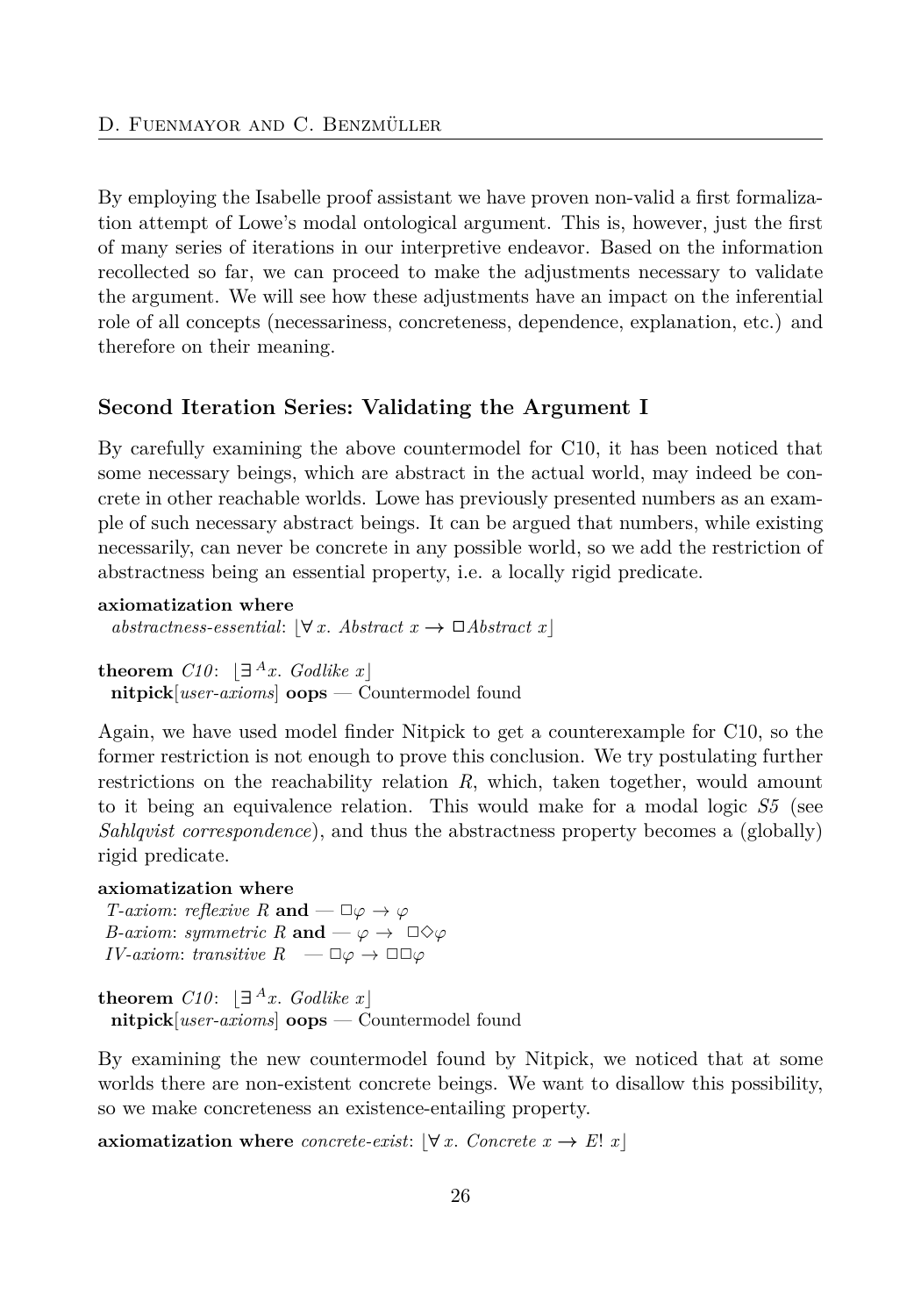By employing the Isabelle proof assistant we have proven non-valid a first formalization attempt of Lowe's modal ontological argument. This is, however, just the first of many series of iterations in our interpretive endeavor. Based on the information recollected so far, we can proceed to make the adjustments necessary to validate the argument. We will see how these adjustments have an impact on the inferential role of all concepts (necessariness, concreteness, dependence, explanation, etc.) and therefore on their meaning.

### Second Iteration Series: Validating the Argument I

By carefully examining the above countermodel for C10, it has been noticed that some necessary beings, which are abstract in the actual world, may indeed be concrete in other reachable worlds. Lowe has previously presented numbers as an example of such necessary abstract beings. It can be argued that numbers, while existing necessarily, can never be concrete in any possible world, so we add the restriction of abstractness being an essential property, i.e. a locally rigid predicate.

**axiomatization where**
  *abstractness-essential*: $\lfloor \forall x.\ Abstract\ x \rightarrow \Box Abstract\ x \rfloor$

**theorem** *C10*: $\lfloor \exists^A x.\ Godlike\ x \rfloor$
  **nitpick**[*user-axioms*] **oops** — Countermodel found

Again, we have used model finder Nitpick to get a counterexample for C10, so the former restriction is not enough to prove this conclusion. We try postulating further restrictions on the reachability relation $R$, which, taken together, would amount to it being an equivalence relation. This would make for a modal logic *S5* (see *Sahlqvist correspondence*), and thus the abstractness property becomes a (globally) rigid predicate.

**axiomatization where**
  *T-axiom*: *reflexive R* **and** — $\Box\varphi \rightarrow \varphi$
  *B-axiom*: *symmetric R* **and** — $\varphi \rightarrow \Box\Diamond\varphi$
  *IV-axiom*: *transitive R* — $\Box\varphi \rightarrow \Box\Box\varphi$

**theorem** *C10*: $\lfloor \exists^A x.\ Godlike\ x \rfloor$
  **nitpick**[*user-axioms*] **oops** — Countermodel found

By examining the new countermodel found by Nitpick, we noticed that at some worlds there are non-existent concrete beings. We want to disallow this possibility, so we make concreteness an existence-entailing property.

**axiomatization where** *concrete-exist*: $\lfloor \forall x.\ Concrete\ x \rightarrow E!\ x \rfloor$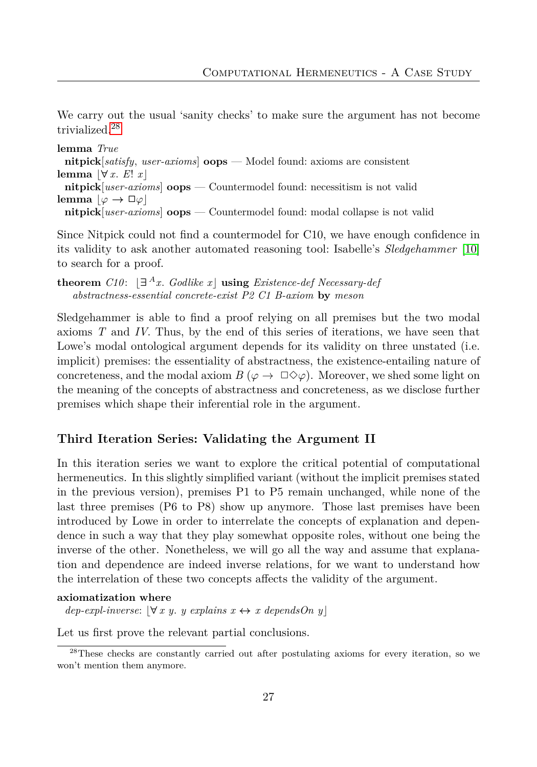We carry out the usual 'sanity checks' to make sure the argument has not become trivialized.[28]

**lemma** *True*
  **nitpick**[*satisfy*, *user-axioms*] **oops** — Model found: axioms are consistent
**lemma** $\lfloor\forall\, x.\ E!\ x\rfloor$
  **nitpick**[*user-axioms*] **oops** — Countermodel found: necessitism is not valid
**lemma** $\lfloor\varphi \rightarrow \Box\varphi\rfloor$
  **nitpick**[*user-axioms*] **oops** — Countermodel found: modal collapse is not valid

Since Nitpick could not find a countermodel for C10, we have enough confidence in its validity to ask another automated reasoning tool: Isabelle's *Sledgehammer* [10] to search for a proof.

**theorem** *C10*: $\lfloor\exists^{A} x.\ Godlike\ x\rfloor$ **using** *Existence-def Necessary-def abstractness-essential concrete-exist P2 C1 B-axiom* **by** *meson*

Sledgehammer is able to find a proof relying on all premises but the two modal axioms *T* and *IV*. Thus, by the end of this series of iterations, we have seen that Lowe's modal ontological argument depends for its validity on three unstated (i.e. implicit) premises: the essentiality of abstractness, the existence-entailing nature of concreteness, and the modal axiom *B* ($\varphi \rightarrow \Box\Diamond\varphi$). Moreover, we shed some light on the meaning of the concepts of abstractness and concreteness, as we disclose further premises which shape their inferential role in the argument.

## Third Iteration Series: Validating the Argument II

In this iteration series we want to explore the critical potential of computational hermeneutics. In this slightly simplified variant (without the implicit premises stated in the previous version), premises P1 to P5 remain unchanged, while none of the last three premises (P6 to P8) show up anymore. Those last premises have been introduced by Lowe in order to interrelate the concepts of explanation and dependence in such a way that they play somewhat opposite roles, without one being the inverse of the other. Nonetheless, we will go all the way and assume that explanation and dependence are indeed inverse relations, for we want to understand how the interrelation of these two concepts affects the validity of the argument.

**axiomatization where**
  *dep-expl-inverse*: $\lfloor\forall\, x\ y.\ y\ explains\ x \leftrightarrow x\ dependsOn\ y\rfloor$

Let us first prove the relevant partial conclusions.

[28] These checks are constantly carried out after postulating axioms for every iteration, so we won't mention them anymore.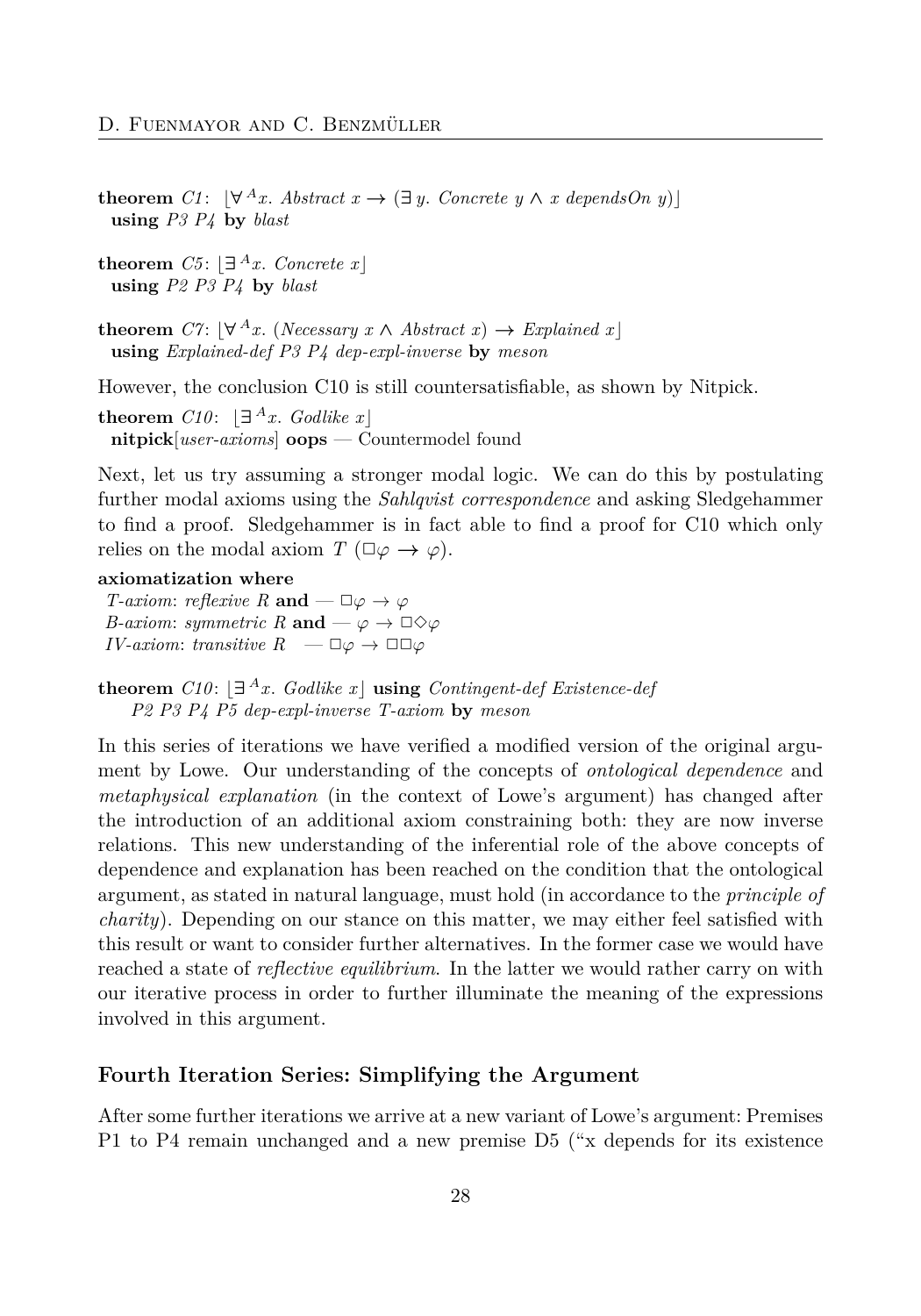**theorem** *C1*: $\lfloor\forall^A x.\ Abstract\ x \rightarrow (\exists\, y.\ Concrete\ y \wedge x\ dependsOn\ y)\rfloor$
**using** *P3 P4* **by** *blast*

**theorem** *C5*: $\lfloor\exists^A x.\ Concrete\ x\rfloor$
**using** *P2 P3 P4* **by** *blast*

**theorem** *C7*: $\lfloor\forall^A x.\ (Necessary\ x \wedge Abstract\ x) \rightarrow Explained\ x\rfloor$
**using** *Explained-def P3 P4 dep-expl-inverse* **by** *meson*

However, the conclusion C10 is still countersatisfiable, as shown by Nitpick.

**theorem** *C10*: $\lfloor\exists^A x.\ Godlike\ x\rfloor$
**nitpick**[*user-axioms*] **oops** — Countermodel found

Next, let us try assuming a stronger modal logic. We can do this by postulating further modal axioms using the *Sahlqvist correspondence* and asking Sledgehammer to find a proof. Sledgehammer is in fact able to find a proof for C10 which only relies on the modal axiom $T$ ($\Box\varphi \rightarrow \varphi$).

**axiomatization where**
*T-axiom*: *reflexive R* **and** — $\Box\varphi \rightarrow \varphi$
*B-axiom*: *symmetric R* **and** — $\varphi \rightarrow \Box\Diamond\varphi$
*IV-axiom*: *transitive R* — $\Box\varphi \rightarrow \Box\Box\varphi$

**theorem** *C10*: $\lfloor\exists^A x.\ Godlike\ x\rfloor$ **using** *Contingent-def Existence-def P2 P3 P4 P5 dep-expl-inverse T-axiom* **by** *meson*

In this series of iterations we have verified a modified version of the original argument by Lowe. Our understanding of the concepts of *ontological dependence* and *metaphysical explanation* (in the context of Lowe's argument) has changed after the introduction of an additional axiom constraining both: they are now inverse relations. This new understanding of the inferential role of the above concepts of dependence and explanation has been reached on the condition that the ontological argument, as stated in natural language, must hold (in accordance to the *principle of charity*). Depending on our stance on this matter, we may either feel satisfied with this result or want to consider further alternatives. In the former case we would have reached a state of *reflective equilibrium*. In the latter we would rather carry on with our iterative process in order to further illuminate the meaning of the expressions involved in this argument.

### Fourth Iteration Series: Simplifying the Argument

After some further iterations we arrive at a new variant of Lowe's argument: Premises P1 to P4 remain unchanged and a new premise D5 ("x depends for its existence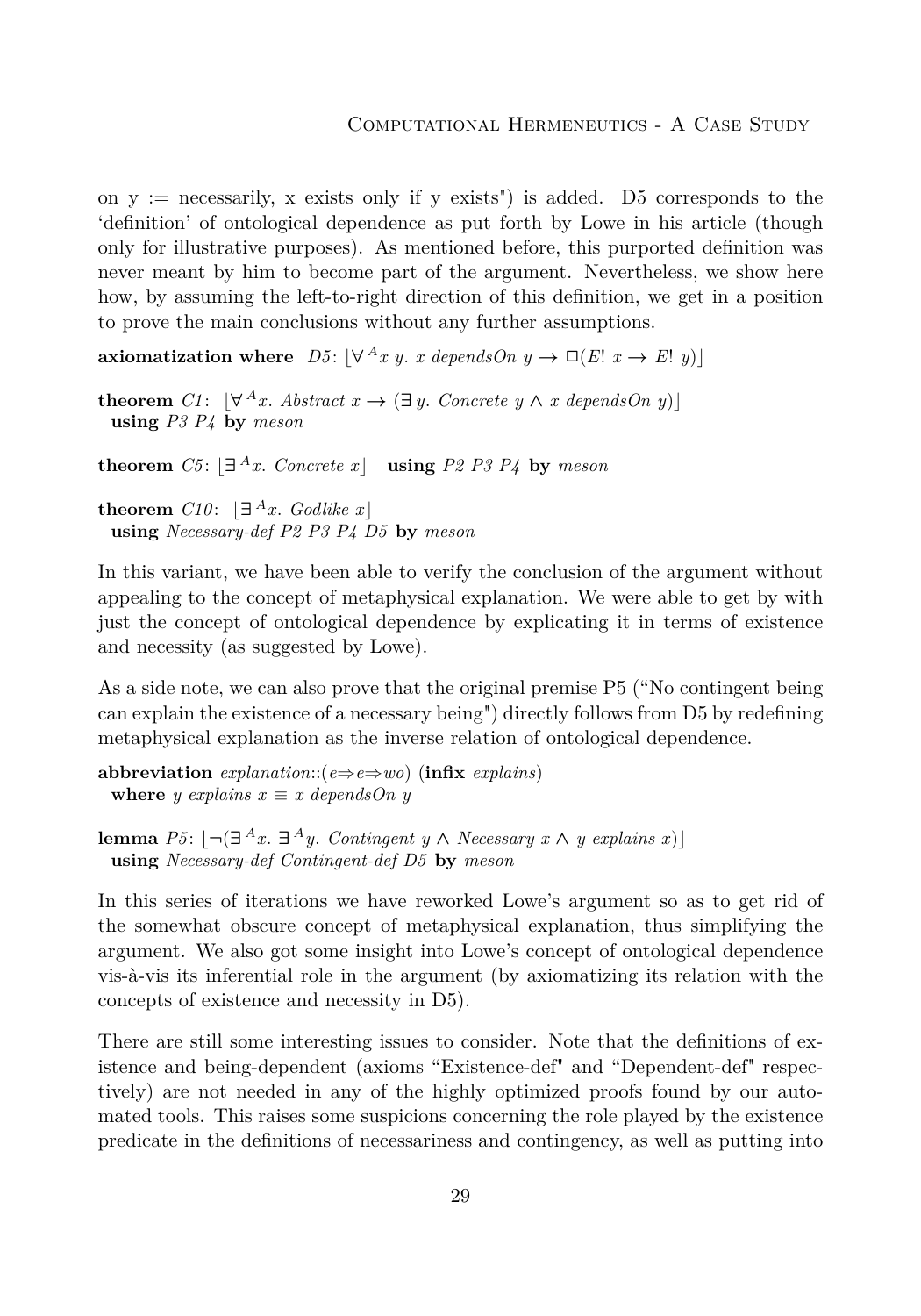on y := necessarily, x exists only if y exists") is added. D5 corresponds to the 'definition' of ontological dependence as put forth by Lowe in his article (though only for illustrative purposes). As mentioned before, this purported definition was never meant by him to become part of the argument. Nevertheless, we show here how, by assuming the left-to-right direction of this definition, we get in a position to prove the main conclusions without any further assumptions.

**axiomatization where** *D5*: $\lfloor\forall^A x\ y.\ x\ dependsOn\ y \rightarrow \Box(E!\ x \rightarrow E!\ y)\rfloor$

**theorem** *C1*: $\lfloor\forall^A x.\ Abstract\ x \rightarrow (\exists\ y.\ Concrete\ y \wedge x\ dependsOn\ y)\rfloor$
  **using** *P3 P4* **by** *meson*

**theorem** *C5*: $\lfloor\exists^A x.\ Concrete\ x\rfloor$ **using** *P2 P3 P4* **by** *meson*

**theorem** *C10*: $\lfloor\exists^A x.\ Godlike\ x\rfloor$
  **using** *Necessary-def P2 P3 P4 D5* **by** *meson*

In this variant, we have been able to verify the conclusion of the argument without appealing to the concept of metaphysical explanation. We were able to get by with just the concept of ontological dependence by explicating it in terms of existence and necessity (as suggested by Lowe).

As a side note, we can also prove that the original premise P5 ("No contingent being can explain the existence of a necessary being") directly follows from D5 by redefining metaphysical explanation as the inverse relation of ontological dependence.

**abbreviation** *explanation*::($e \Rightarrow e \Rightarrow wo$) (**infix** *explains*)
  **where** *y explains x* $\equiv$ *x dependsOn y*

**lemma** *P5*: $\lfloor\neg(\exists^A x.\ \exists^A y.\ Contingent\ y \wedge Necessary\ x \wedge y\ explains\ x)\rfloor$
  **using** *Necessary-def Contingent-def D5* **by** *meson*

In this series of iterations we have reworked Lowe's argument so as to get rid of the somewhat obscure concept of metaphysical explanation, thus simplifying the argument. We also got some insight into Lowe's concept of ontological dependence vis-à-vis its inferential role in the argument (by axiomatizing its relation with the concepts of existence and necessity in D5).

There are still some interesting issues to consider. Note that the definitions of existence and being-dependent (axioms "Existence-def" and "Dependent-def" respectively) are not needed in any of the highly optimized proofs found by our automated tools. This raises some suspicions concerning the role played by the existence predicate in the definitions of necessariness and contingency, as well as putting into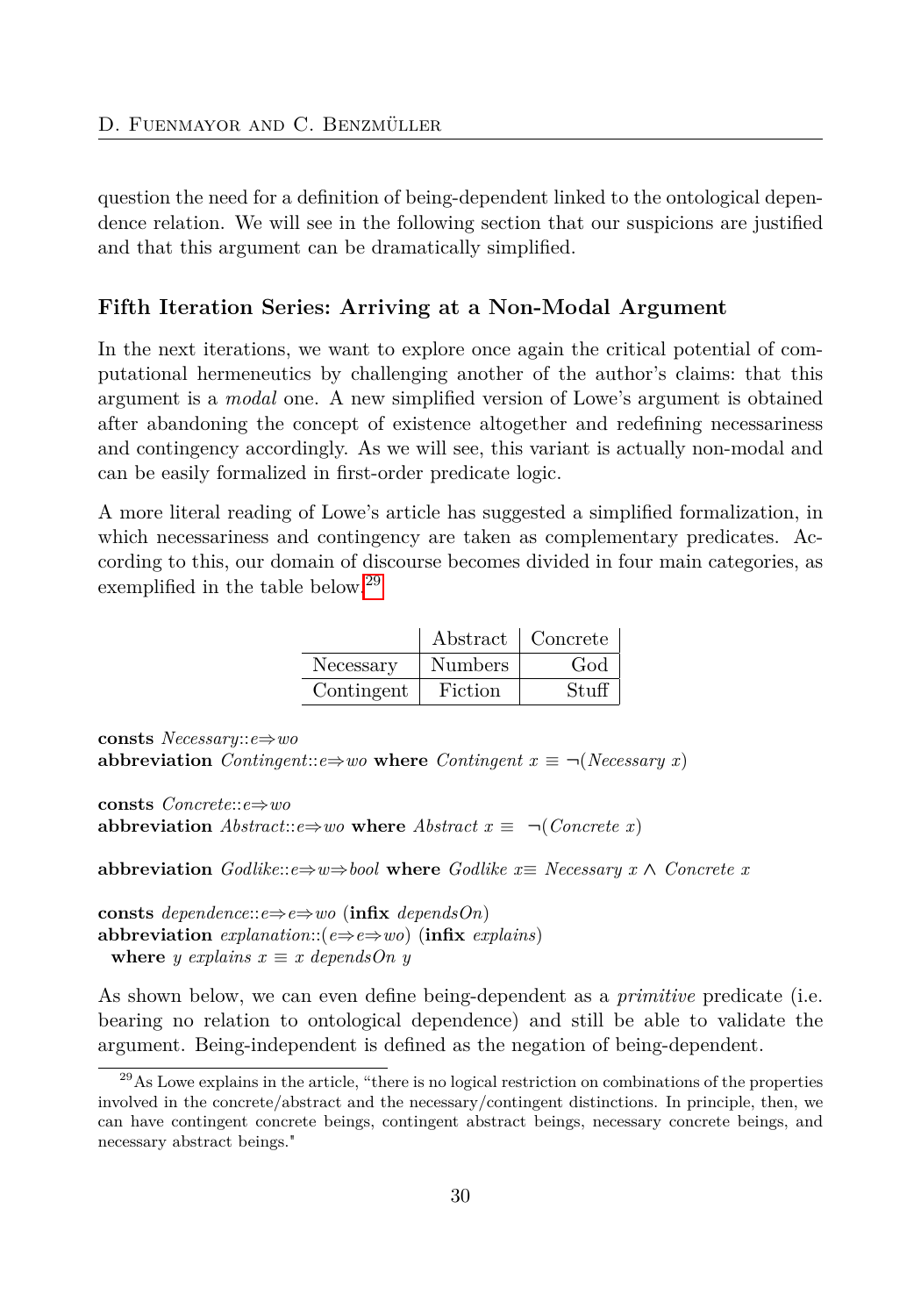question the need for a definition of being-dependent linked to the ontological dependence relation. We will see in the following section that our suspicions are justified and that this argument can be dramatically simplified.

### Fifth Iteration Series: Arriving at a Non-Modal Argument

In the next iterations, we want to explore once again the critical potential of computational hermeneutics by challenging another of the author's claims: that this argument is a *modal* one. A new simplified version of Lowe's argument is obtained after abandoning the concept of existence altogether and redefining necessariness and contingency accordingly. As we will see, this variant is actually non-modal and can be easily formalized in first-order predicate logic.

A more literal reading of Lowe's article has suggested a simplified formalization, in which necessariness and contingency are taken as complementary predicates. According to this, our domain of discourse becomes divided in four main categories, as exemplified in the table below.[29]

| | Abstract | Concrete |
|---|---|---|
| Necessary | Numbers | God |
| Contingent | Fiction | Stuff |

**consts** *Necessary*::$e{\Rightarrow}wo$
**abbreviation** *Contingent*::$e{\Rightarrow}wo$ **where** *Contingent* $x \equiv \neg(Necessary\ x)$

**consts** *Concrete*::$e{\Rightarrow}wo$
**abbreviation** *Abstract*::$e{\Rightarrow}wo$ **where** *Abstract* $x \equiv\ \neg(Concrete\ x)$

**abbreviation** *Godlike*::$e{\Rightarrow}w{\Rightarrow}bool$ **where** *Godlike* $x{\equiv}\ Necessary\ x \wedge Concrete\ x$

**consts** *dependence*::$e{\Rightarrow}e{\Rightarrow}wo$ (**infix** *dependsOn*)
**abbreviation** *explanation*::$(e{\Rightarrow}e{\Rightarrow}wo)$ (**infix** *explains*)
  **where** $y$ *explains* $x \equiv x$ *dependsOn* $y$

As shown below, we can even define being-dependent as a *primitive* predicate (i.e. bearing no relation to ontological dependence) and still be able to validate the argument. Being-independent is defined as the negation of being-dependent.

[29] As Lowe explains in the article, "there is no logical restriction on combinations of the properties involved in the concrete/abstract and the necessary/contingent distinctions. In principle, then, we can have contingent concrete beings, contingent abstract beings, necessary concrete beings, and necessary abstract beings."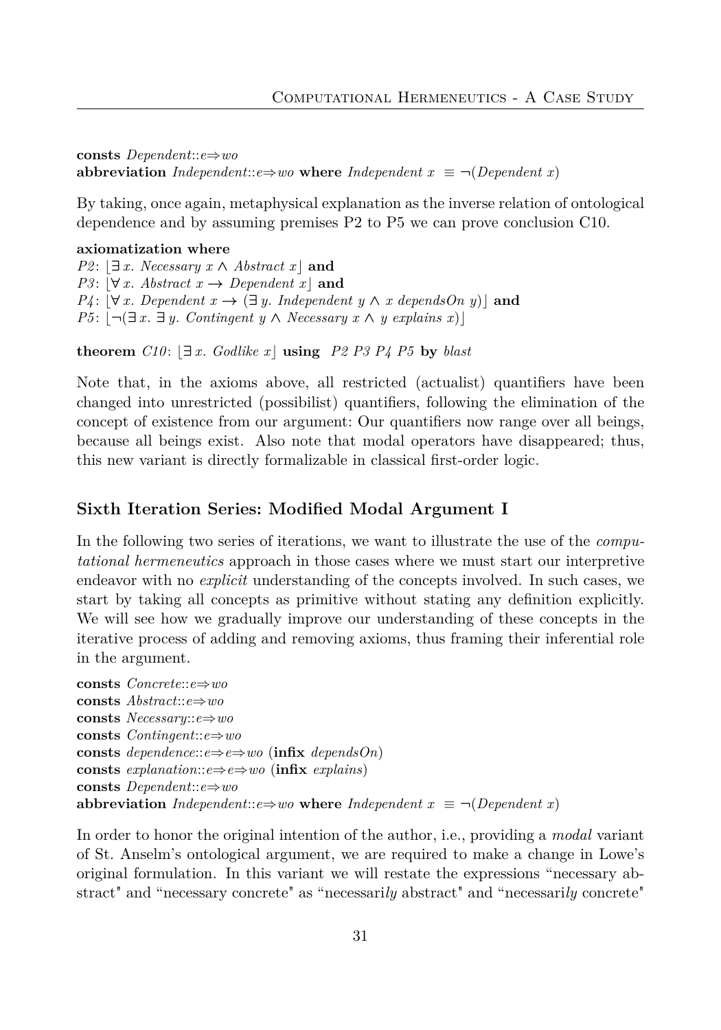**consts** *Dependent*::*e*⇒*wo*
**abbreviation** *Independent*::*e*⇒*wo* **where** *Independent x* ≡ ¬(*Dependent x*)

By taking, once again, metaphysical explanation as the inverse relation of ontological dependence and by assuming premises P2 to P5 we can prove conclusion C10.

**axiomatization where**
*P2*: ⌊∃ *x*. *Necessary x* ∧ *Abstract x*⌋ **and**
*P3*: ⌊∀ *x*. *Abstract x* → *Dependent x*⌋ **and**
*P4*: ⌊∀ *x*. *Dependent x* → (∃ *y*. *Independent y* ∧ *x dependsOn y*)⌋ **and**
*P5*: ⌊¬(∃ *x*. ∃ *y*. *Contingent y* ∧ *Necessary x* ∧ *y explains x*)⌋

**theorem** *C10*: ⌊∃ *x*. *Godlike x*⌋ **using** *P2 P3 P4 P5* **by** *blast*

Note that, in the axioms above, all restricted (actualist) quantifiers have been changed into unrestricted (possibilist) quantifiers, following the elimination of the concept of existence from our argument: Our quantifiers now range over all beings, because all beings exist. Also note that modal operators have disappeared; thus, this new variant is directly formalizable in classical first-order logic.

### Sixth Iteration Series: Modified Modal Argument I

In the following two series of iterations, we want to illustrate the use of the *computational hermeneutics* approach in those cases where we must start our interpretive endeavor with no *explicit* understanding of the concepts involved. In such cases, we start by taking all concepts as primitive without stating any definition explicitly. We will see how we gradually improve our understanding of these concepts in the iterative process of adding and removing axioms, thus framing their inferential role in the argument.

**consts** *Concrete*::*e*⇒*wo*
**consts** *Abstract*::*e*⇒*wo*
**consts** *Necessary*::*e*⇒*wo*
**consts** *Contingent*::*e*⇒*wo*
**consts** *dependence*::*e*⇒*e*⇒*wo* (**infix** *dependsOn*)
**consts** *explanation*::*e*⇒*e*⇒*wo* (**infix** *explains*)
**consts** *Dependent*::*e*⇒*wo*
**abbreviation** *Independent*::*e*⇒*wo* **where** *Independent x* ≡ ¬(*Dependent x*)

In order to honor the original intention of the author, i.e., providing a *modal* variant of St. Anselm's ontological argument, we are required to make a change in Lowe's original formulation. In this variant we will restate the expressions "necessary abstract" and "necessary concrete" as "necessari*ly* abstract" and "necessari*ly* concrete"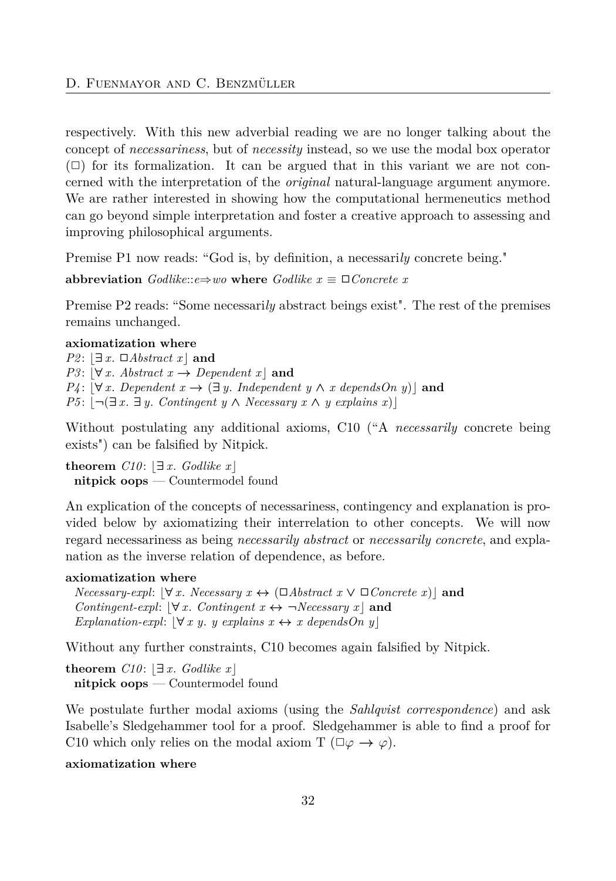respectively. With this new adverbial reading we are no longer talking about the concept of *necessariness*, but of *necessity* instead, so we use the modal box operator ($\Box$) for its formalization. It can be argued that in this variant we are not concerned with the interpretation of the *original* natural-language argument anymore. We are rather interested in showing how the computational hermeneutics method can go beyond simple interpretation and foster a creative approach to assessing and improving philosophical arguments.

Premise P1 now reads: "God is, by definition, a necessari*ly* concrete being."

**abbreviation** $Godlike{::}e{\Rightarrow}wo$ **where** $Godlike\ x \equiv \Box Concrete\ x$

Premise P2 reads: "Some necessari*ly* abstract beings exist". The rest of the premises remains unchanged.

**axiomatization where**
*P2*: $\lfloor \exists x.\ \Box Abstract\ x \rfloor$ **and**
*P3*: $\lfloor \forall x.\ Abstract\ x \rightarrow Dependent\ x \rfloor$ **and**
*P4*: $\lfloor \forall x.\ Dependent\ x \rightarrow (\exists y.\ Independent\ y \wedge x\ dependsOn\ y) \rfloor$ **and**
*P5*: $\lfloor \neg(\exists x.\ \exists y.\ Contingent\ y \wedge Necessary\ x \wedge y\ explains\ x) \rfloor$

Without postulating any additional axioms, C10 ("A *necessarily* concrete being exists") can be falsified by Nitpick.

**theorem** *C10*: $\lfloor \exists x.\ Godlike\ x \rfloor$
**nitpick oops** — Countermodel found

An explication of the concepts of necessariness, contingency and explanation is provided below by axiomatizing their interrelation to other concepts. We will now regard necessariness as being *necessarily abstract* or *necessarily concrete*, and explanation as the inverse relation of dependence, as before.

**axiomatization where**
*Necessary-expl*: $\lfloor \forall x.\ Necessary\ x \leftrightarrow (\Box Abstract\ x \vee \Box Concrete\ x) \rfloor$ **and**
*Contingent-expl*: $\lfloor \forall x.\ Contingent\ x \leftrightarrow \neg Necessary\ x \rfloor$ **and**
*Explanation-expl*: $\lfloor \forall x\ y.\ y\ explains\ x \leftrightarrow x\ dependsOn\ y \rfloor$

Without any further constraints, C10 becomes again falsified by Nitpick.

**theorem** *C10*: $\lfloor \exists x.\ Godlike\ x \rfloor$
**nitpick oops** — Countermodel found

We postulate further modal axioms (using the *Sahlqvist correspondence*) and ask Isabelle's Sledgehammer tool for a proof. Sledgehammer is able to find a proof for C10 which only relies on the modal axiom T ($\Box\varphi \rightarrow \varphi$).

**axiomatization where**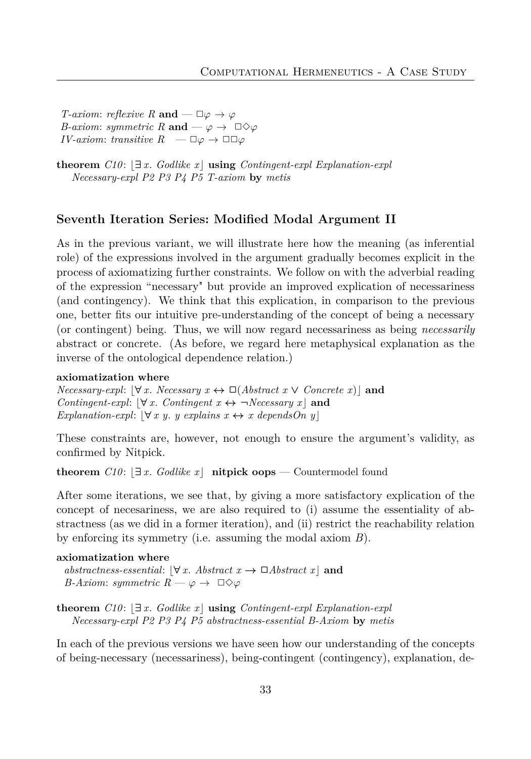*T-axiom*: *reflexive R* **and** — $\Box\varphi \rightarrow \varphi$
*B-axiom*: *symmetric R* **and** — $\varphi \rightarrow \Box\Diamond\varphi$
*IV-axiom*: *transitive R* — $\Box\varphi \rightarrow \Box\Box\varphi$

**theorem** *C10*: $\lfloor \exists x.\ Godlike\ x \rfloor$ **using** *Contingent-expl Explanation-expl Necessary-expl P2 P3 P4 P5 T-axiom* **by** *metis*

## Seventh Iteration Series: Modified Modal Argument II

As in the previous variant, we will illustrate here how the meaning (as inferential role) of the expressions involved in the argument gradually becomes explicit in the process of axiomatizing further constraints. We follow on with the adverbial reading of the expression "necessary" but provide an improved explication of necessariness (and contingency). We think that this explication, in comparison to the previous one, better fits our intuitive pre-understanding of the concept of being a necessary (or contingent) being. Thus, we will now regard necessariness as being *necessarily* abstract or concrete. (As before, we regard here metaphysical explanation as the inverse of the ontological dependence relation.)

**axiomatization where**
*Necessary-expl*: $\lfloor \forall x.\ Necessary\ x \leftrightarrow \Box(Abstract\ x \vee Concrete\ x) \rfloor$ **and**
*Contingent-expl*: $\lfloor \forall x.\ Contingent\ x \leftrightarrow \neg Necessary\ x \rfloor$ **and**
*Explanation-expl*: $\lfloor \forall x\ y.\ y\ explains\ x \leftrightarrow x\ dependsOn\ y \rfloor$

These constraints are, however, not enough to ensure the argument's validity, as confirmed by Nitpick.

**theorem** *C10*: $\lfloor \exists x.\ Godlike\ x \rfloor$ **nitpick oops** — Countermodel found

After some iterations, we see that, by giving a more satisfactory explication of the concept of necesariness, we are also required to (i) assume the essentiality of abstractness (as we did in a former iteration), and (ii) restrict the reachability relation by enforcing its symmetry (i.e. assuming the modal axiom *B*).

**axiomatization where**
*abstractness-essential*: $\lfloor \forall x.\ Abstract\ x \rightarrow \Box Abstract\ x \rfloor$ **and**
*B-Axiom*: *symmetric R* — $\varphi \rightarrow \Box\Diamond\varphi$

**theorem** *C10*: $\lfloor \exists x.\ Godlike\ x \rfloor$ **using** *Contingent-expl Explanation-expl Necessary-expl P2 P3 P4 P5 abstractness-essential B-Axiom* **by** *metis*

In each of the previous versions we have seen how our understanding of the concepts of being-necessary (necessariness), being-contingent (contingency), explanation, de-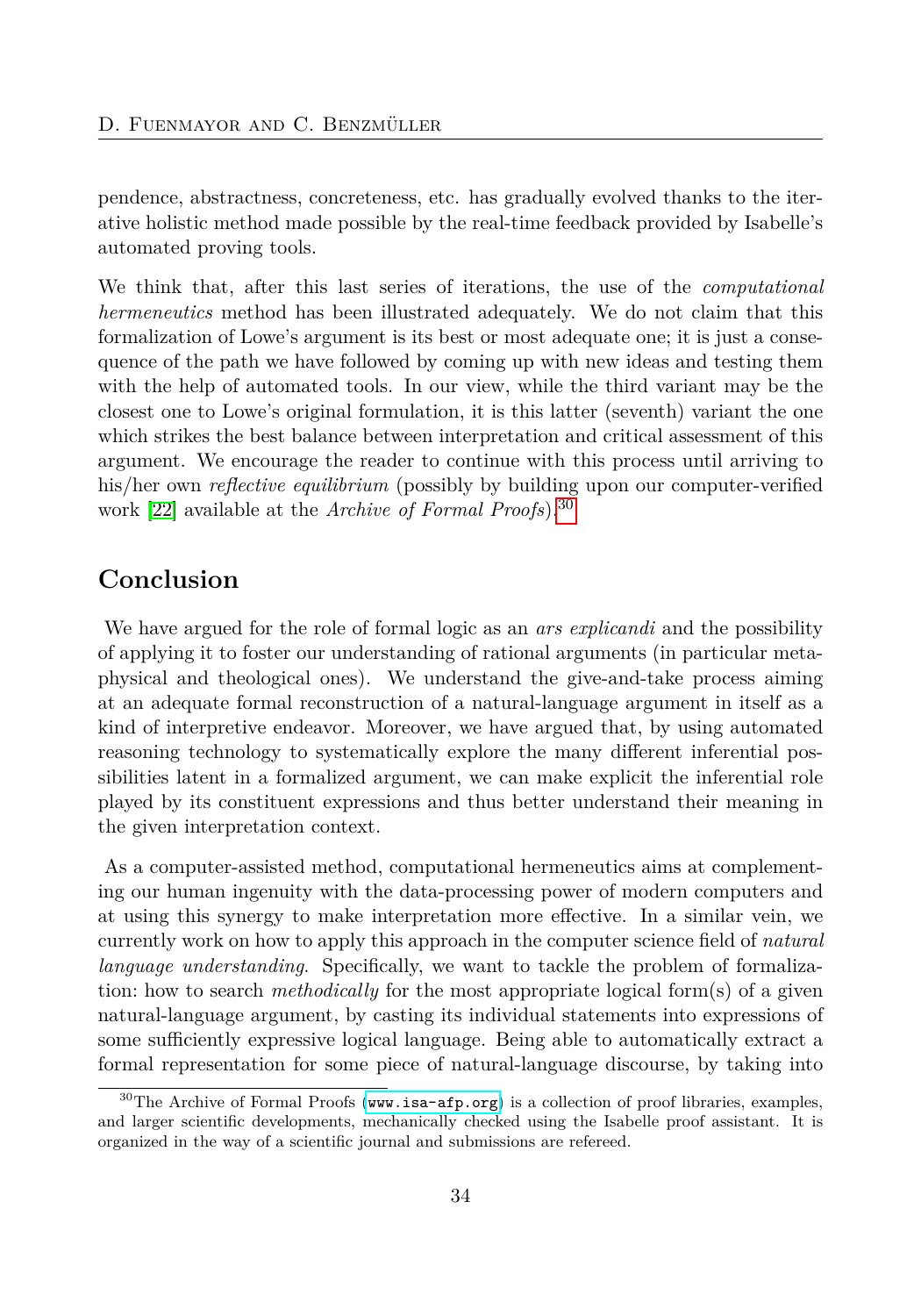pendence, abstractness, concreteness, etc. has gradually evolved thanks to the iterative holistic method made possible by the real-time feedback provided by Isabelle's automated proving tools.

We think that, after this last series of iterations, the use of the *computational hermeneutics* method has been illustrated adequately. We do not claim that this formalization of Lowe's argument is its best or most adequate one; it is just a consequence of the path we have followed by coming up with new ideas and testing them with the help of automated tools. In our view, while the third variant may be the closest one to Lowe's original formulation, it is this latter (seventh) variant the one which strikes the best balance between interpretation and critical assessment of this argument. We encourage the reader to continue with this process until arriving to his/her own *reflective equilibrium* (possibly by building upon our computer-verified work [22] available at the *Archive of Formal Proofs*).[30]

## Conclusion

We have argued for the role of formal logic as an *ars explicandi* and the possibility of applying it to foster our understanding of rational arguments (in particular metaphysical and theological ones). We understand the give-and-take process aiming at an adequate formal reconstruction of a natural-language argument in itself as a kind of interpretive endeavor. Moreover, we have argued that, by using automated reasoning technology to systematically explore the many different inferential possibilities latent in a formalized argument, we can make explicit the inferential role played by its constituent expressions and thus better understand their meaning in the given interpretation context.

As a computer-assisted method, computational hermeneutics aims at complementing our human ingenuity with the data-processing power of modern computers and at using this synergy to make interpretation more effective. In a similar vein, we currently work on how to apply this approach in the computer science field of *natural language understanding*. Specifically, we want to tackle the problem of formalization: how to search *methodically* for the most appropriate logical form(s) of a given natural-language argument, by casting its individual statements into expressions of some sufficiently expressive logical language. Being able to automatically extract a formal representation for some piece of natural-language discourse, by taking into

[30]The Archive of Formal Proofs (www.isa-afp.org) is a collection of proof libraries, examples, and larger scientific developments, mechanically checked using the Isabelle proof assistant. It is organized in the way of a scientific journal and submissions are refereed.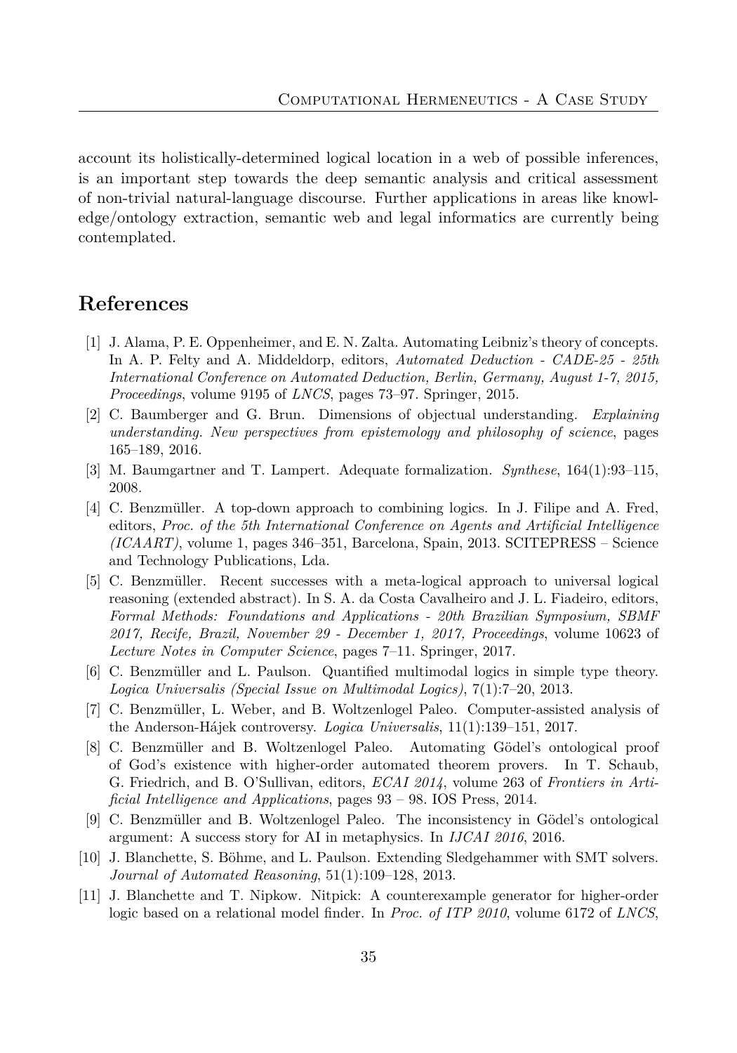account its holistically-determined logical location in a web of possible inferences, is an important step towards the deep semantic analysis and critical assessment of non-trivial natural-language discourse. Further applications in areas like knowledge/ontology extraction, semantic web and legal informatics are currently being contemplated.

## References

[1] J. Alama, P. E. Oppenheimer, and E. N. Zalta. Automating Leibniz's theory of concepts. In A. P. Felty and A. Middeldorp, editors, *Automated Deduction - CADE-25 - 25th International Conference on Automated Deduction, Berlin, Germany, August 1-7, 2015, Proceedings*, volume 9195 of *LNCS*, pages 73–97. Springer, 2015.

[2] C. Baumberger and G. Brun. Dimensions of objectual understanding. *Explaining understanding. New perspectives from epistemology and philosophy of science*, pages 165–189, 2016.

[3] M. Baumgartner and T. Lampert. Adequate formalization. *Synthese*, 164(1):93–115, 2008.

[4] C. Benzmüller. A top-down approach to combining logics. In J. Filipe and A. Fred, editors, *Proc. of the 5th International Conference on Agents and Artificial Intelligence (ICAART)*, volume 1, pages 346–351, Barcelona, Spain, 2013. SCITEPRESS – Science and Technology Publications, Lda.

[5] C. Benzmüller. Recent successes with a meta-logical approach to universal logical reasoning (extended abstract). In S. A. da Costa Cavalheiro and J. L. Fiadeiro, editors, *Formal Methods: Foundations and Applications - 20th Brazilian Symposium, SBMF 2017, Recife, Brazil, November 29 - December 1, 2017, Proceedings*, volume 10623 of *Lecture Notes in Computer Science*, pages 7–11. Springer, 2017.

[6] C. Benzmüller and L. Paulson. Quantified multimodal logics in simple type theory. *Logica Universalis (Special Issue on Multimodal Logics)*, 7(1):7–20, 2013.

[7] C. Benzmüller, L. Weber, and B. Woltzenlogel Paleo. Computer-assisted analysis of the Anderson-Hájek controversy. *Logica Universalis*, 11(1):139–151, 2017.

[8] C. Benzmüller and B. Woltzenlogel Paleo. Automating Gödel's ontological proof of God's existence with higher-order automated theorem provers. In T. Schaub, G. Friedrich, and B. O'Sullivan, editors, *ECAI 2014*, volume 263 of *Frontiers in Artificial Intelligence and Applications*, pages 93 – 98. IOS Press, 2014.

[9] C. Benzmüller and B. Woltzenlogel Paleo. The inconsistency in Gödel's ontological argument: A success story for AI in metaphysics. In *IJCAI 2016*, 2016.

[10] J. Blanchette, S. Böhme, and L. Paulson. Extending Sledgehammer with SMT solvers. *Journal of Automated Reasoning*, 51(1):109–128, 2013.

[11] J. Blanchette and T. Nipkow. Nitpick: A counterexample generator for higher-order logic based on a relational model finder. In *Proc. of ITP 2010*, volume 6172 of *LNCS*,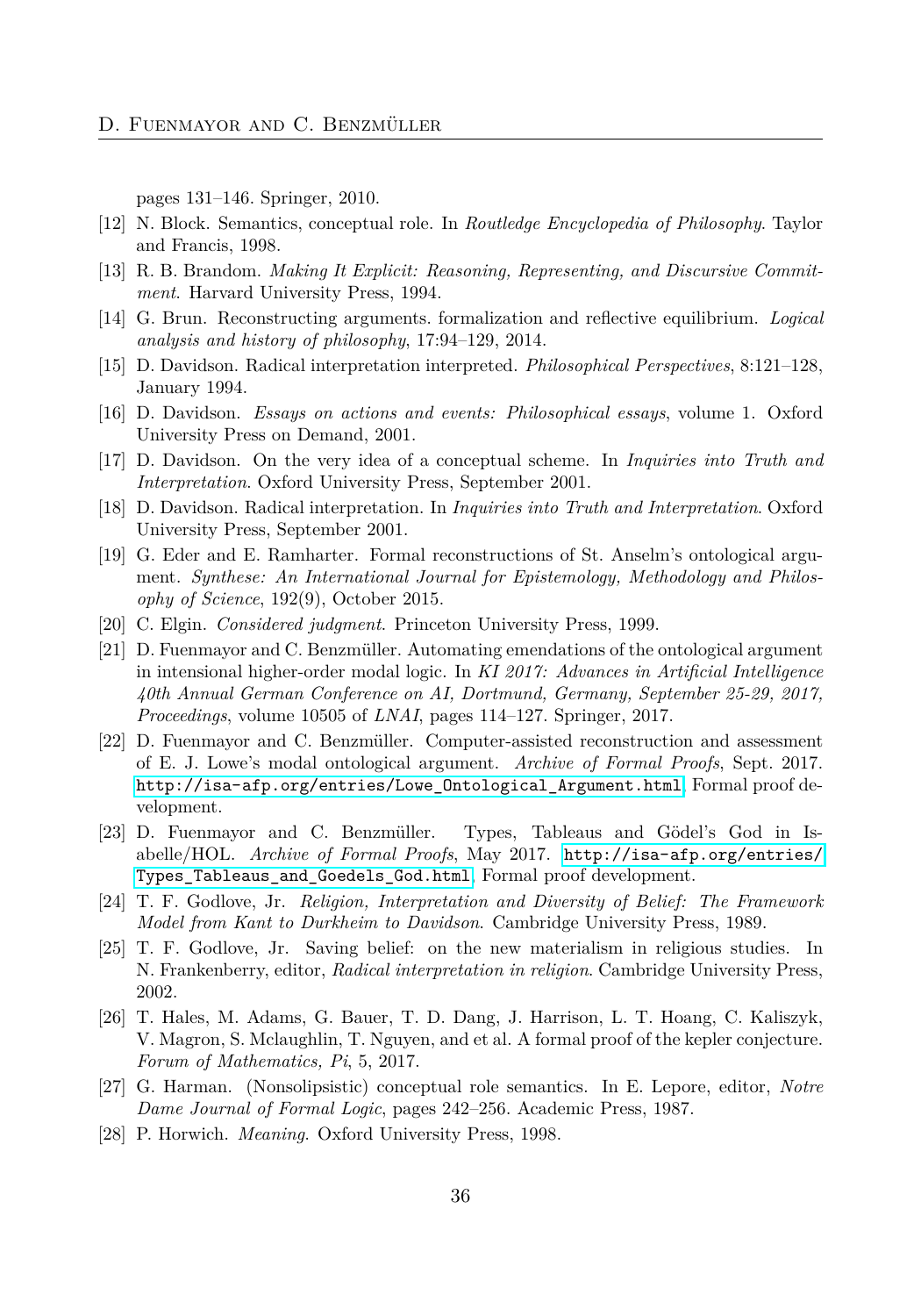pages 131–146. Springer, 2010.

[12] N. Block. Semantics, conceptual role. In *Routledge Encyclopedia of Philosophy*. Taylor and Francis, 1998.

[13] R. B. Brandom. *Making It Explicit: Reasoning, Representing, and Discursive Commitment*. Harvard University Press, 1994.

[14] G. Brun. Reconstructing arguments. formalization and reflective equilibrium. *Logical analysis and history of philosophy*, 17:94–129, 2014.

[15] D. Davidson. Radical interpretation interpreted. *Philosophical Perspectives*, 8:121–128, January 1994.

[16] D. Davidson. *Essays on actions and events: Philosophical essays*, volume 1. Oxford University Press on Demand, 2001.

[17] D. Davidson. On the very idea of a conceptual scheme. In *Inquiries into Truth and Interpretation*. Oxford University Press, September 2001.

[18] D. Davidson. Radical interpretation. In *Inquiries into Truth and Interpretation*. Oxford University Press, September 2001.

[19] G. Eder and E. Ramharter. Formal reconstructions of St. Anselm's ontological argument. *Synthese: An International Journal for Epistemology, Methodology and Philosophy of Science*, 192(9), October 2015.

[20] C. Elgin. *Considered judgment*. Princeton University Press, 1999.

[21] D. Fuenmayor and C. Benzmüller. Automating emendations of the ontological argument in intensional higher-order modal logic. In *KI 2017: Advances in Artificial Intelligence 40th Annual German Conference on AI, Dortmund, Germany, September 25-29, 2017, Proceedings*, volume 10505 of *LNAI*, pages 114–127. Springer, 2017.

[22] D. Fuenmayor and C. Benzmüller. Computer-assisted reconstruction and assessment of E. J. Lowe's modal ontological argument. *Archive of Formal Proofs*, Sept. 2017. http://isa-afp.org/entries/Lowe_Ontological_Argument.html, Formal proof development.

[23] D. Fuenmayor and C. Benzmüller. Types, Tableaus and Gödel's God in Isabelle/HOL. *Archive of Formal Proofs*, May 2017. http://isa-afp.org/entries/Types_Tableaus_and_Goedels_God.html, Formal proof development.

[24] T. F. Godlove, Jr. *Religion, Interpretation and Diversity of Belief: The Framework Model from Kant to Durkheim to Davidson*. Cambridge University Press, 1989.

[25] T. F. Godlove, Jr. Saving belief: on the new materialism in religious studies. In N. Frankenberry, editor, *Radical interpretation in religion*. Cambridge University Press, 2002.

[26] T. Hales, M. Adams, G. Bauer, T. D. Dang, J. Harrison, L. T. Hoang, C. Kaliszyk, V. Magron, S. Mclaughlin, T. Nguyen, and et al. A formal proof of the kepler conjecture. *Forum of Mathematics, Pi*, 5, 2017.

[27] G. Harman. (Nonsolipsistic) conceptual role semantics. In E. Lepore, editor, *Notre Dame Journal of Formal Logic*, pages 242–256. Academic Press, 1987.

[28] P. Horwich. *Meaning*. Oxford University Press, 1998.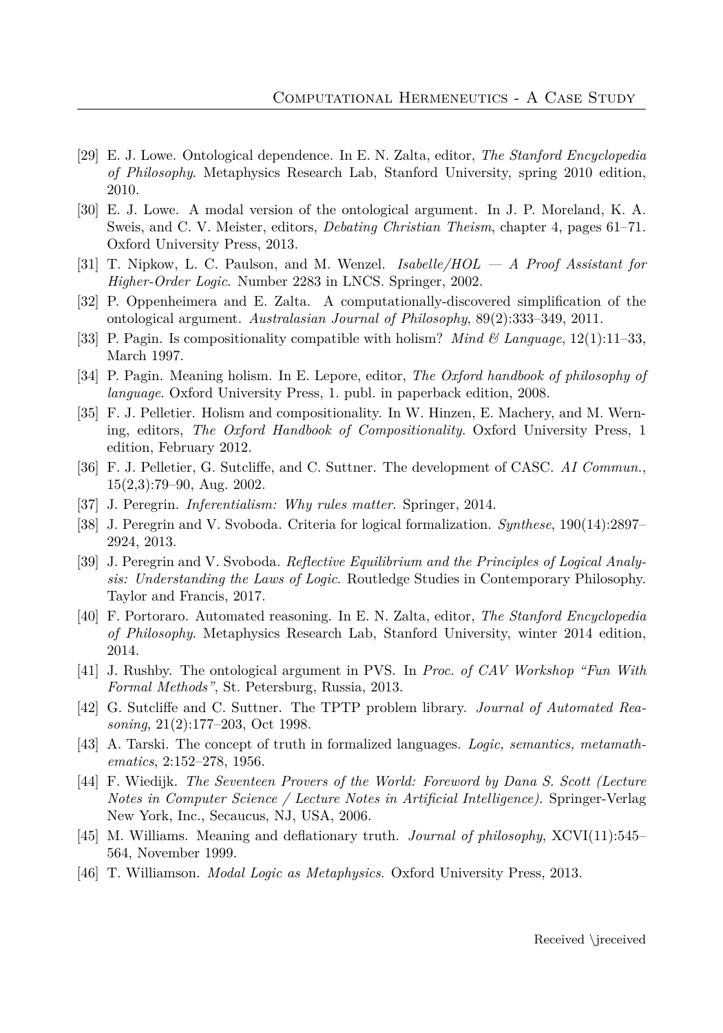[29] E. J. Lowe. Ontological dependence. In E. N. Zalta, editor, *The Stanford Encyclopedia of Philosophy*. Metaphysics Research Lab, Stanford University, spring 2010 edition, 2010.

[30] E. J. Lowe. A modal version of the ontological argument. In J. P. Moreland, K. A. Sweis, and C. V. Meister, editors, *Debating Christian Theism*, chapter 4, pages 61–71. Oxford University Press, 2013.

[31] T. Nipkow, L. C. Paulson, and M. Wenzel. *Isabelle/HOL — A Proof Assistant for Higher-Order Logic*. Number 2283 in LNCS. Springer, 2002.

[32] P. Oppenheimera and E. Zalta. A computationally-discovered simplification of the ontological argument. *Australasian Journal of Philosophy*, 89(2):333–349, 2011.

[33] P. Pagin. Is compositionality compatible with holism? *Mind & Language*, 12(1):11–33, March 1997.

[34] P. Pagin. Meaning holism. In E. Lepore, editor, *The Oxford handbook of philosophy of language*. Oxford University Press, 1. publ. in paperback edition, 2008.

[35] F. J. Pelletier. Holism and compositionality. In W. Hinzen, E. Machery, and M. Werning, editors, *The Oxford Handbook of Compositionality*. Oxford University Press, 1 edition, February 2012.

[36] F. J. Pelletier, G. Sutcliffe, and C. Suttner. The development of CASC. *AI Commun.*, 15(2,3):79–90, Aug. 2002.

[37] J. Peregrin. *Inferentialism: Why rules matter*. Springer, 2014.

[38] J. Peregrin and V. Svoboda. Criteria for logical formalization. *Synthese*, 190(14):2897–2924, 2013.

[39] J. Peregrin and V. Svoboda. *Reflective Equilibrium and the Principles of Logical Analysis: Understanding the Laws of Logic*. Routledge Studies in Contemporary Philosophy. Taylor and Francis, 2017.

[40] F. Portoraro. Automated reasoning. In E. N. Zalta, editor, *The Stanford Encyclopedia of Philosophy*. Metaphysics Research Lab, Stanford University, winter 2014 edition, 2014.

[41] J. Rushby. The ontological argument in PVS. In *Proc. of CAV Workshop "Fun With Formal Methods"*, St. Petersburg, Russia, 2013.

[42] G. Sutcliffe and C. Suttner. The TPTP problem library. *Journal of Automated Reasoning*, 21(2):177–203, Oct 1998.

[43] A. Tarski. The concept of truth in formalized languages. *Logic, semantics, metamathematics*, 2:152–278, 1956.

[44] F. Wiedijk. *The Seventeen Provers of the World: Foreword by Dana S. Scott (Lecture Notes in Computer Science / Lecture Notes in Artificial Intelligence)*. Springer-Verlag New York, Inc., Secaucus, NJ, USA, 2006.

[45] M. Williams. Meaning and deflationary truth. *Journal of philosophy*, XCVI(11):545–564, November 1999.

[46] T. Williamson. *Modal Logic as Metaphysics*. Oxford University Press, 2013.

Received \jreceived